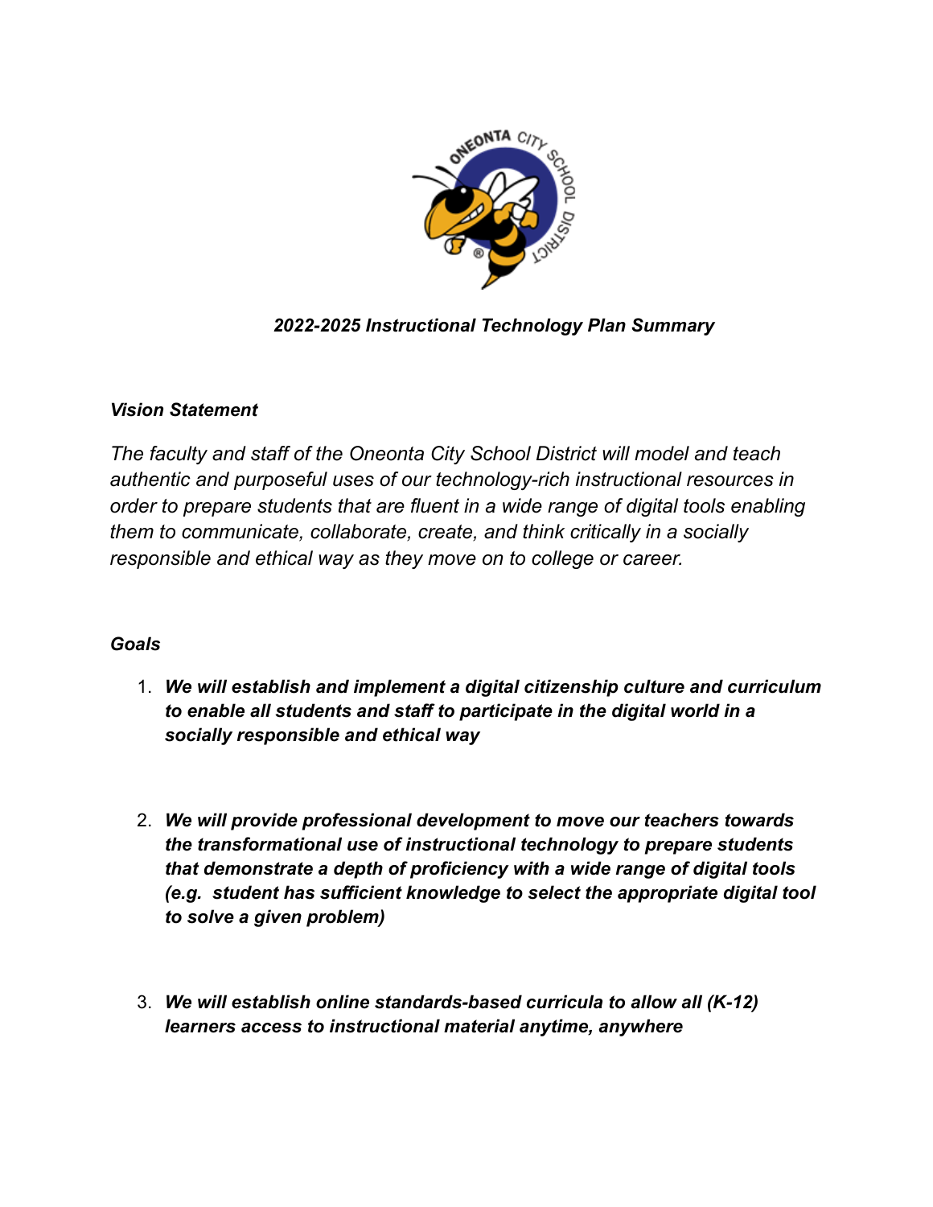***2022-2025 Instructional Technology Plan Summary***

***Vision Statement***

*The faculty and staff of the Oneonta City School District will model and teach authentic and purposeful uses of our technology-rich instructional resources in order to prepare students that are fluent in a wide range of digital tools enabling them to communicate, collaborate, create, and think critically in a socially responsible and ethical way as they move on to college or career.*

***Goals***

1. ***We will establish and implement a digital citizenship culture and curriculum to enable all students and staff to participate in the digital world in a socially responsible and ethical way***

2. ***We will provide professional development to move our teachers towards the transformational use of instructional technology to prepare students that demonstrate a depth of proficiency with a wide range of digital tools (e.g. student has sufficient knowledge to select the appropriate digital tool to solve a given problem)***

3. ***We will establish online standards-based curricula to allow all (K-12) learners access to instructional material anytime, anywhere***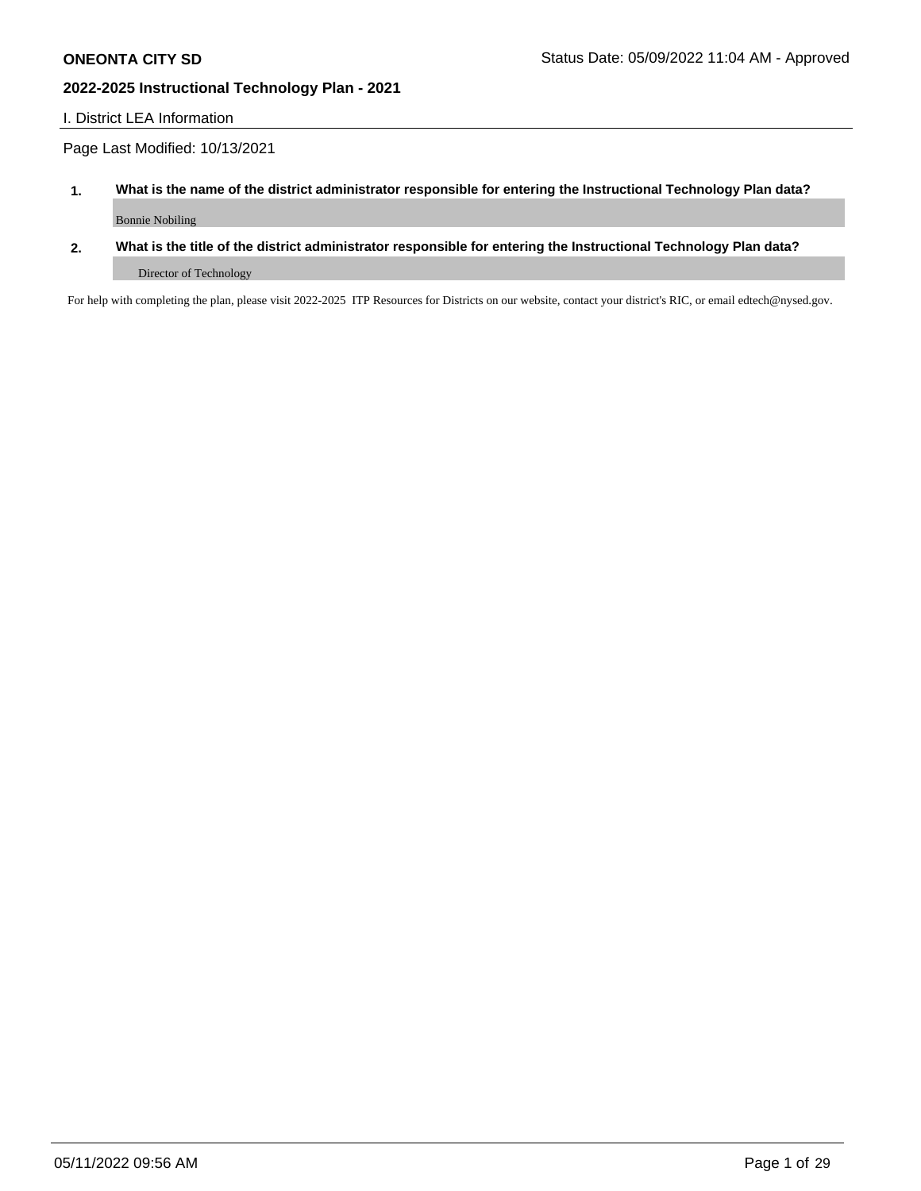## I. District LEA Information

Page Last Modified: 10/13/2021

**1. What is the name of the district administrator responsible for entering the Instructional Technology Plan data?**

Bonnie Nobiling

**2. What is the title of the district administrator responsible for entering the Instructional Technology Plan data?**

Director of Technology

For help with completing the plan, please visit 2022-2025 ITP Resources for Districts on our website, contact your district's RIC, or email edtech@nysed.gov.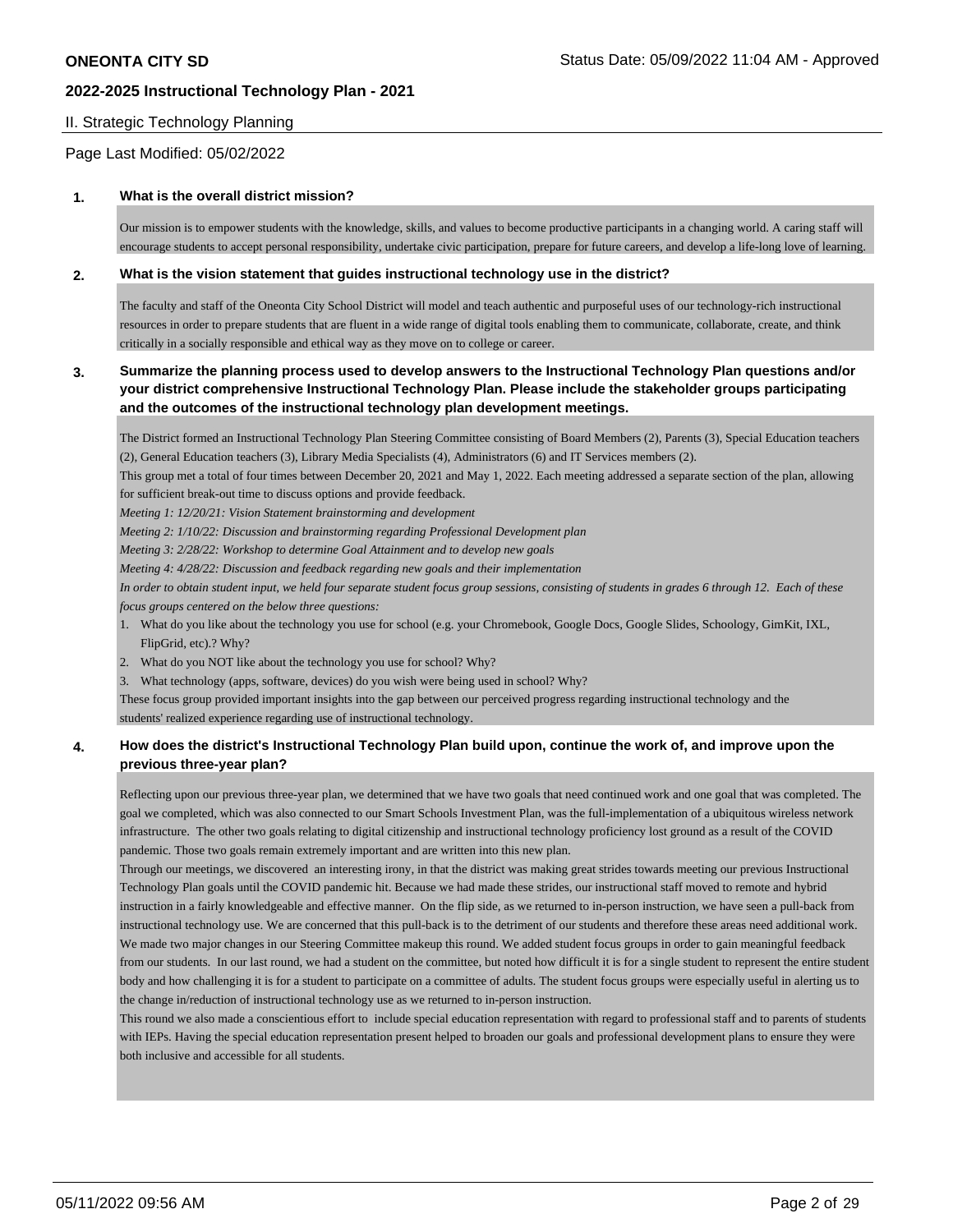## II. Strategic Technology Planning

Page Last Modified: 05/02/2022

**1. What is the overall district mission?**

Our mission is to empower students with the knowledge, skills, and values to become productive participants in a changing world. A caring staff will encourage students to accept personal responsibility, undertake civic participation, prepare for future careers, and develop a life-long love of learning.

**2. What is the vision statement that guides instructional technology use in the district?**

The faculty and staff of the Oneonta City School District will model and teach authentic and purposeful uses of our technology-rich instructional resources in order to prepare students that are fluent in a wide range of digital tools enabling them to communicate, collaborate, create, and think critically in a socially responsible and ethical way as they move on to college or career.

**3. Summarize the planning process used to develop answers to the Instructional Technology Plan questions and/or your district comprehensive Instructional Technology Plan. Please include the stakeholder groups participating and the outcomes of the instructional technology plan development meetings.**

The District formed an Instructional Technology Plan Steering Committee consisting of Board Members (2), Parents (3), Special Education teachers (2), General Education teachers (3), Library Media Specialists (4), Administrators (6) and IT Services members (2).

This group met a total of four times between December 20, 2021 and May 1, 2022. Each meeting addressed a separate section of the plan, allowing for sufficient break-out time to discuss options and provide feedback.

*Meeting 1: 12/20/21: Vision Statement brainstorming and development*

*Meeting 2: 1/10/22: Discussion and brainstorming regarding Professional Development plan*

*Meeting 3: 2/28/22: Workshop to determine Goal Attainment and to develop new goals*

*Meeting 4: 4/28/22: Discussion and feedback regarding new goals and their implementation*

*In order to obtain student input, we held four separate student focus group sessions, consisting of students in grades 6 through 12. Each of these focus groups centered on the below three questions:*

1. What do you like about the technology you use for school (e.g. your Chromebook, Google Docs, Google Slides, Schoology, GimKit, IXL, FlipGrid, etc).? Why?
2. What do you NOT like about the technology you use for school? Why?
3. What technology (apps, software, devices) do you wish were being used in school? Why?

These focus group provided important insights into the gap between our perceived progress regarding instructional technology and the students' realized experience regarding use of instructional technology.

**4. How does the district's Instructional Technology Plan build upon, continue the work of, and improve upon the previous three-year plan?**

Reflecting upon our previous three-year plan, we determined that we have two goals that need continued work and one goal that was completed. The goal we completed, which was also connected to our Smart Schools Investment Plan, was the full-implementation of a ubiquitous wireless network infrastructure. The other two goals relating to digital citizenship and instructional technology proficiency lost ground as a result of the COVID pandemic. Those two goals remain extremely important and are written into this new plan.

Through our meetings, we discovered an interesting irony, in that the district was making great strides towards meeting our previous Instructional Technology Plan goals until the COVID pandemic hit. Because we had made these strides, our instructional staff moved to remote and hybrid instruction in a fairly knowledgeable and effective manner. On the flip side, as we returned to in-person instruction, we have seen a pull-back from instructional technology use. We are concerned that this pull-back is to the detriment of our students and therefore these areas need additional work.

We made two major changes in our Steering Committee makeup this round. We added student focus groups in order to gain meaningful feedback from our students. In our last round, we had a student on the committee, but noted how difficult it is for a single student to represent the entire student body and how challenging it is for a student to participate on a committee of adults. The student focus groups were especially useful in alerting us to the change in/reduction of instructional technology use as we returned to in-person instruction.

This round we also made a conscientious effort to include special education representation with regard to professional staff and to parents of students with IEPs. Having the special education representation present helped to broaden our goals and professional development plans to ensure they were both inclusive and accessible for all students.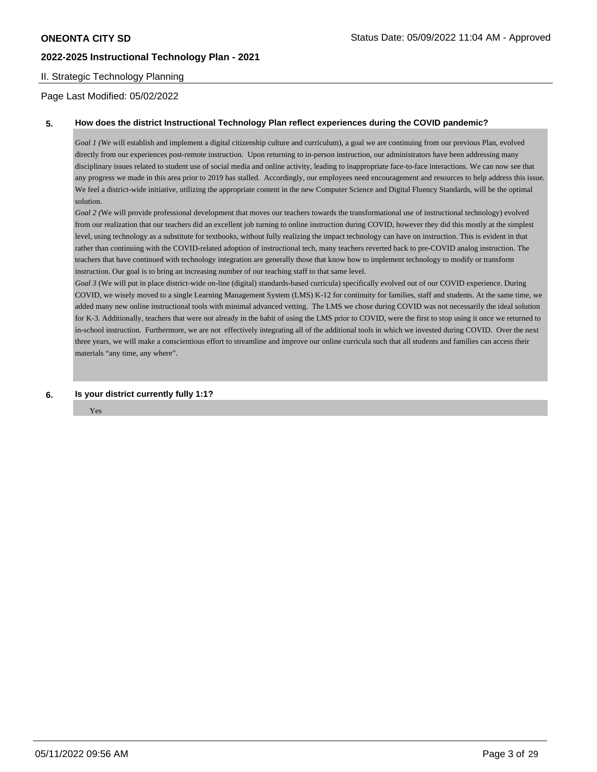## II. Strategic Technology Planning

Page Last Modified: 05/02/2022

**5. How does the district Instructional Technology Plan reflect experiences during the COVID pandemic?**

*Goal 1 (We* will establish and implement a digital citizenship culture and curriculum), a goal we are continuing from our previous Plan, evolved directly from our experiences post-remote instruction. Upon returning to in-person instruction, our administrators have been addressing many disciplinary issues related to student use of social media and online activity, leading to inappropriate face-to-face interactions. We can now see that any progress we made in this area prior to 2019 has stalled. Accordingly, our employees need encouragement and resources to help address this issue. We feel a district-wide initiative, utilizing the appropriate content in the new Computer Science and Digital Fluency Standards, will be the optimal solution.

*Goal 2 (*We will provide professional development that moves our teachers towards the transformational use of instructional technology) evolved from our realization that our teachers did an excellent job turning to online instruction during COVID, however they did this mostly at the simplest level, using technology as a substitute for textbooks, without fully realizing the impact technology can have on instruction. This is evident in that rather than continuing with the COVID-related adoption of instructional tech, many teachers reverted back to pre-COVID analog instruction. The teachers that have continued with technology integration are generally those that know how to implement technology to modify or transform instruction. Our goal is to bring an increasing number of our teaching staff to that same level.

*Goal 3* (We will put in place district-wide on-line (digital) standards-based curricula) specifically evolved out of our COVID experience. During COVID, we wisely moved to a single Learning Management System (LMS) K-12 for continuity for families, staff and students. At the same time, we added many new online instructional tools with minimal advanced vetting. The LMS we chose during COVID was not necessarily the ideal solution for K-3. Additionally, teachers that were not already in the habit of using the LMS prior to COVID, were the first to stop using it once we returned to in-school instruction. Furthermore, we are not effectively integrating all of the additional tools in which we invested during COVID. Over the next three years, we will make a conscientious effort to streamline and improve our online curricula such that all students and families can access their materials "any time, any where".

**6. Is your district currently fully 1:1?**

Yes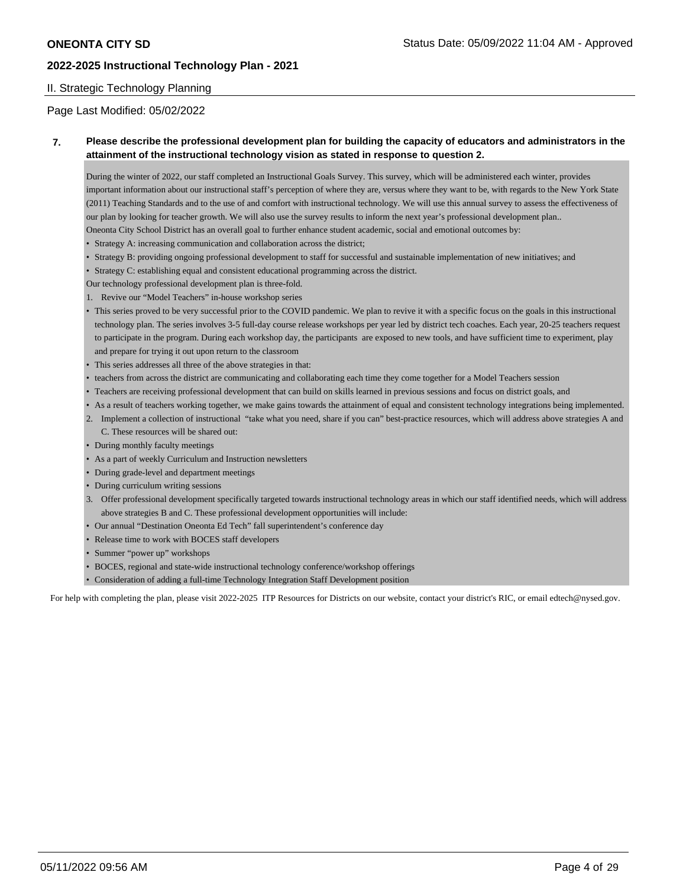## II. Strategic Technology Planning

Page Last Modified: 05/02/2022

**7. Please describe the professional development plan for building the capacity of educators and administrators in the attainment of the instructional technology vision as stated in response to question 2.**

During the winter of 2022, our staff completed an Instructional Goals Survey. This survey, which will be administered each winter, provides important information about our instructional staff's perception of where they are, versus where they want to be, with regards to the New York State (2011) Teaching Standards and to the use of and comfort with instructional technology. We will use this annual survey to assess the effectiveness of our plan by looking for teacher growth. We will also use the survey results to inform the next year's professional development plan..

Oneonta City School District has an overall goal to further enhance student academic, social and emotional outcomes by:

- Strategy A: increasing communication and collaboration across the district;
- Strategy B: providing ongoing professional development to staff for successful and sustainable implementation of new initiatives; and
- Strategy C: establishing equal and consistent educational programming across the district.

Our technology professional development plan is three-fold.

1. Revive our "Model Teachers" in-house workshop series

- This series proved to be very successful prior to the COVID pandemic. We plan to revive it with a specific focus on the goals in this instructional technology plan. The series involves 3-5 full-day course release workshops per year led by district tech coaches. Each year, 20-25 teachers request to participate in the program. During each workshop day, the participants are exposed to new tools, and have sufficient time to experiment, play and prepare for trying it out upon return to the classroom
- This series addresses all three of the above strategies in that:
- teachers from across the district are communicating and collaborating each time they come together for a Model Teachers session
- Teachers are receiving professional development that can build on skills learned in previous sessions and focus on district goals, and
- As a result of teachers working together, we make gains towards the attainment of equal and consistent technology integrations being implemented.

2. Implement a collection of instructional "take what you need, share if you can" best-practice resources, which will address above strategies A and C. These resources will be shared out:

- During monthly faculty meetings
- As a part of weekly Curriculum and Instruction newsletters
- During grade-level and department meetings
- During curriculum writing sessions

3. Offer professional development specifically targeted towards instructional technology areas in which our staff identified needs, which will address above strategies B and C. These professional development opportunities will include:

- Our annual "Destination Oneonta Ed Tech" fall superintendent's conference day
- Release time to work with BOCES staff developers
- Summer "power up" workshops
- BOCES, regional and state-wide instructional technology conference/workshop offerings
- Consideration of adding a full-time Technology Integration Staff Development position

For help with completing the plan, please visit 2022-2025 ITP Resources for Districts on our website, contact your district's RIC, or email edtech@nysed.gov.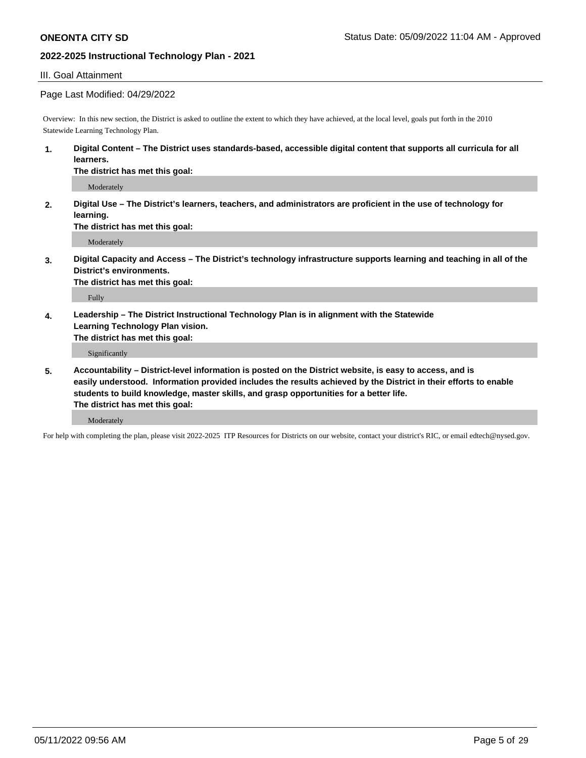## III. Goal Attainment

Page Last Modified: 04/29/2022

Overview: In this new section, the District is asked to outline the extent to which they have achieved, at the local level, goals put forth in the 2010 Statewide Learning Technology Plan.

1. **Digital Content – The District uses standards-based, accessible digital content that supports all curricula for all learners.**
   **The district has met this goal:**

   Moderately

2. **Digital Use – The District's learners, teachers, and administrators are proficient in the use of technology for learning.**
   **The district has met this goal:**

   Moderately

3. **Digital Capacity and Access – The District's technology infrastructure supports learning and teaching in all of the District's environments.**
   **The district has met this goal:**

   Fully

4. **Leadership – The District Instructional Technology Plan is in alignment with the Statewide Learning Technology Plan vision.**
   **The district has met this goal:**

   Significantly

5. **Accountability – District-level information is posted on the District website, is easy to access, and is easily understood. Information provided includes the results achieved by the District in their efforts to enable students to build knowledge, master skills, and grasp opportunities for a better life.**
   **The district has met this goal:**

   Moderately

For help with completing the plan, please visit 2022-2025 ITP Resources for Districts on our website, contact your district's RIC, or email edtech@nysed.gov.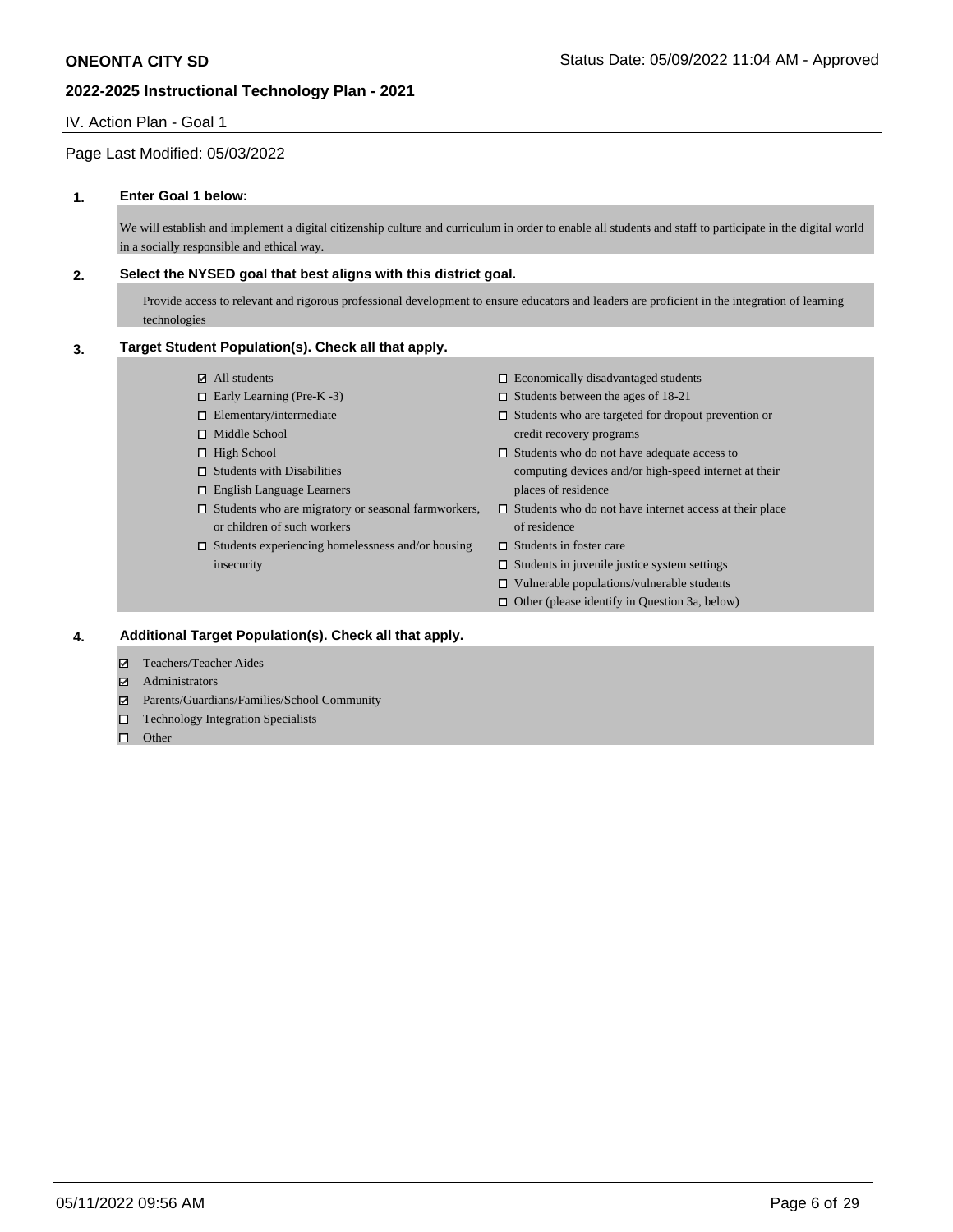IV. Action Plan - Goal 1

Page Last Modified: 05/03/2022

**1. Enter Goal 1 below:**

We will establish and implement a digital citizenship culture and curriculum in order to enable all students and staff to participate in the digital world in a socially responsible and ethical way.

**2. Select the NYSED goal that best aligns with this district goal.**

Provide access to relevant and rigorous professional development to ensure educators and leaders are proficient in the integration of learning technologies

**3. Target Student Population(s). Check all that apply.**

- [x] All students
- [ ] Early Learning (Pre-K -3)
- [ ] Elementary/intermediate
- [ ] Middle School
- [ ] High School
- [ ] Students with Disabilities
- [ ] English Language Learners
- [ ] Students who are migratory or seasonal farmworkers, or children of such workers
- [ ] Students experiencing homelessness and/or housing insecurity
- [ ] Economically disadvantaged students
- [ ] Students between the ages of 18-21
- [ ] Students who are targeted for dropout prevention or credit recovery programs
- [ ] Students who do not have adequate access to computing devices and/or high-speed internet at their places of residence
- [ ] Students who do not have internet access at their place of residence
- [ ] Students in foster care
- [ ] Students in juvenile justice system settings
- [ ] Vulnerable populations/vulnerable students
- [ ] Other (please identify in Question 3a, below)

**4. Additional Target Population(s). Check all that apply.**

- [x] Teachers/Teacher Aides
- [x] Administrators
- [x] Parents/Guardians/Families/School Community
- [ ] Technology Integration Specialists
- [ ] Other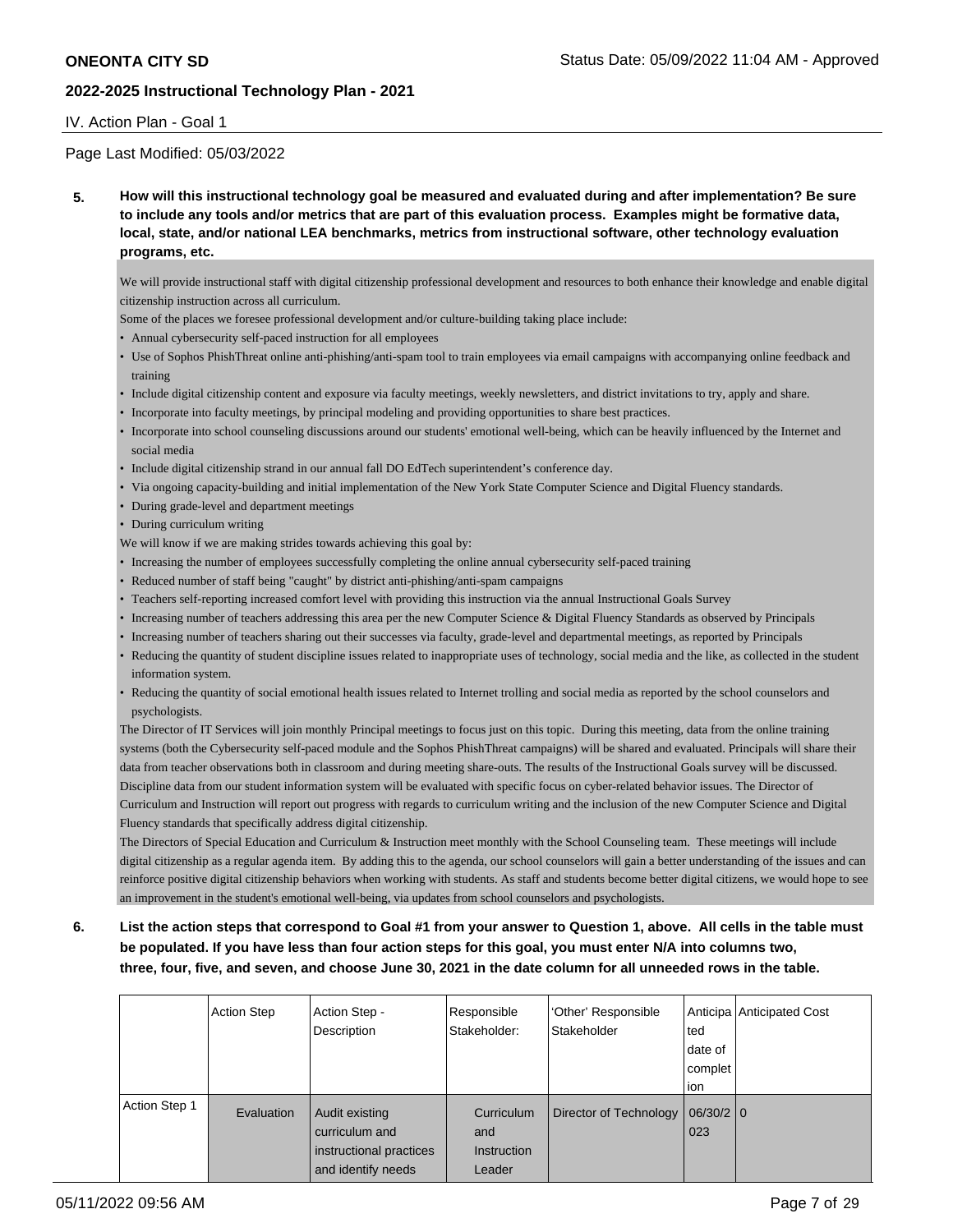IV. Action Plan - Goal 1

Page Last Modified: 05/03/2022

**5. How will this instructional technology goal be measured and evaluated during and after implementation? Be sure to include any tools and/or metrics that are part of this evaluation process. Examples might be formative data, local, state, and/or national LEA benchmarks, metrics from instructional software, other technology evaluation programs, etc.**

We will provide instructional staff with digital citizenship professional development and resources to both enhance their knowledge and enable digital citizenship instruction across all curriculum.

Some of the places we foresee professional development and/or culture-building taking place include:

- Annual cybersecurity self-paced instruction for all employees
- Use of Sophos PhishThreat online anti-phishing/anti-spam tool to train employees via email campaigns with accompanying online feedback and training
- Include digital citizenship content and exposure via faculty meetings, weekly newsletters, and district invitations to try, apply and share.
- Incorporate into faculty meetings, by principal modeling and providing opportunities to share best practices.
- Incorporate into school counseling discussions around our students' emotional well-being, which can be heavily influenced by the Internet and social media
- Include digital citizenship strand in our annual fall DO EdTech superintendent's conference day.
- Via ongoing capacity-building and initial implementation of the New York State Computer Science and Digital Fluency standards.
- During grade-level and department meetings
- During curriculum writing

We will know if we are making strides towards achieving this goal by:

- Increasing the number of employees successfully completing the online annual cybersecurity self-paced training
- Reduced number of staff being "caught" by district anti-phishing/anti-spam campaigns
- Teachers self-reporting increased comfort level with providing this instruction via the annual Instructional Goals Survey
- Increasing number of teachers addressing this area per the new Computer Science & Digital Fluency Standards as observed by Principals
- Increasing number of teachers sharing out their successes via faculty, grade-level and departmental meetings, as reported by Principals
- Reducing the quantity of student discipline issues related to inappropriate uses of technology, social media and the like, as collected in the student information system.
- Reducing the quantity of social emotional health issues related to Internet trolling and social media as reported by the school counselors and psychologists.

The Director of IT Services will join monthly Principal meetings to focus just on this topic. During this meeting, data from the online training systems (both the Cybersecurity self-paced module and the Sophos PhishThreat campaigns) will be shared and evaluated. Principals will share their data from teacher observations both in classroom and during meeting share-outs. The results of the Instructional Goals survey will be discussed. Discipline data from our student information system will be evaluated with specific focus on cyber-related behavior issues. The Director of Curriculum and Instruction will report out progress with regards to curriculum writing and the inclusion of the new Computer Science and Digital Fluency standards that specifically address digital citizenship.

The Directors of Special Education and Curriculum & Instruction meet monthly with the School Counseling team. These meetings will include digital citizenship as a regular agenda item. By adding this to the agenda, our school counselors will gain a better understanding of the issues and can reinforce positive digital citizenship behaviors when working with students. As staff and students become better digital citizens, we would hope to see an improvement in the student's emotional well-being, via updates from school counselors and psychologists.

**6. List the action steps that correspond to Goal #1 from your answer to Question 1, above. All cells in the table must be populated. If you have less than four action steps for this goal, you must enter N/A into columns two, three, four, five, and seven, and choose June 30, 2021 in the date column for all unneeded rows in the table.**

| | Action Step | Action Step - Description | Responsible Stakeholder: | 'Other' Responsible Stakeholder | Anticipated date of completion | Anticipated Cost |
|---|---|---|---|---|---|---|
| Action Step 1 | Evaluation | Audit existing curriculum and instructional practices and identify needs | Curriculum and Instruction Leader | Director of Technology | 06/30/2023 | 0 |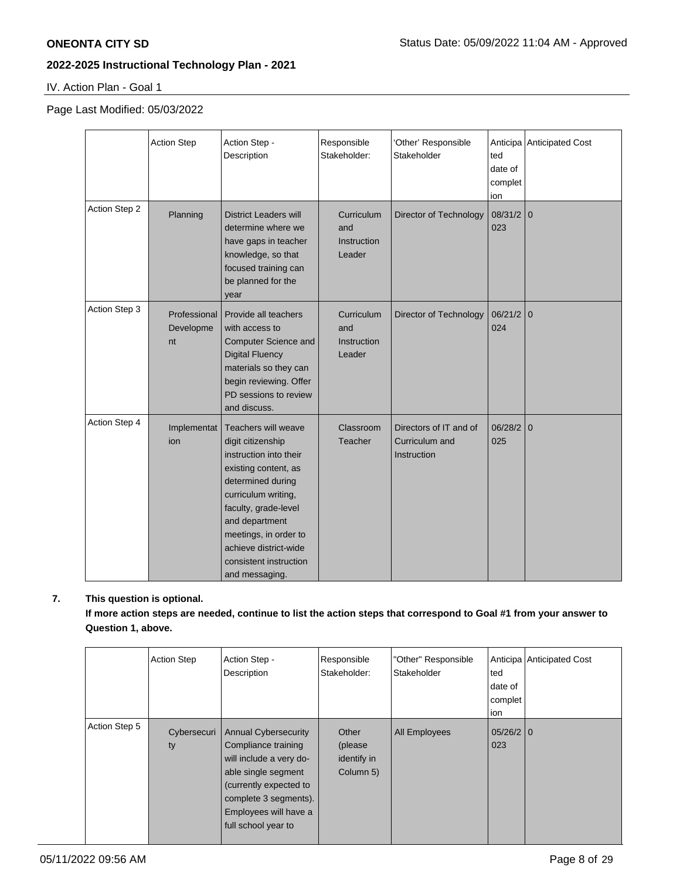IV. Action Plan - Goal 1

Page Last Modified: 05/03/2022

| | Action Step | Action Step - Description | Responsible Stakeholder: | 'Other' Responsible Stakeholder | Anticipated date of completion | Anticipated Cost |
|---|---|---|---|---|---|---|
| Action Step 2 | Planning | District Leaders will determine where we have gaps in teacher knowledge, so that focused training can be planned for the year | Curriculum and Instruction Leader | Director of Technology | 08/31/2023 | 0 |
| Action Step 3 | Professional Development | Provide all teachers with access to Computer Science and Digital Fluency materials so they can begin reviewing. Offer PD sessions to review and discuss. | Curriculum and Instruction Leader | Director of Technology | 06/21/2024 | 0 |
| Action Step 4 | Implementation | Teachers will weave digit citizenship instruction into their existing content, as determined during curriculum writing, faculty, grade-level and department meetings, in order to achieve district-wide consistent instruction and messaging. | Classroom Teacher | Directors of IT and of Curriculum and Instruction | 06/28/2025 | 0 |

**7. This question is optional.**

**If more action steps are needed, continue to list the action steps that correspond to Goal #1 from your answer to Question 1, above.**

| | Action Step | Action Step - Description | Responsible Stakeholder: | "Other" Responsible Stakeholder | Anticipated date of completion | Anticipated Cost |
|---|---|---|---|---|---|---|
| Action Step 5 | Cybersecurity | Annual Cybersecurity Compliance training will include a very do-able single segment (currently expected to complete 3 segments). Employees will have a full school year to | Other (please identify in Column 5) | All Employees | 05/26/2023 | 0 |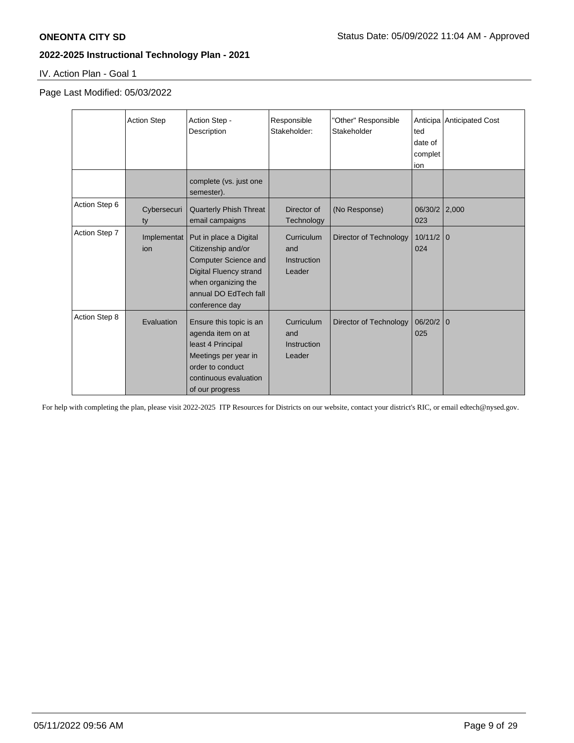# ONEONTA CITY SD

Status Date: 05/09/2022 11:04 AM - Approved

## 2022-2025 Instructional Technology Plan - 2021

IV. Action Plan - Goal 1

Page Last Modified: 05/03/2022

| | Action Step | Action Step - Description | Responsible Stakeholder: | "Other" Responsible Stakeholder | Anticipated date of completion | Anticipated Cost |
|---|---|---|---|---|---|---|
| | | complete (vs. just one semester). | | | | |
| Action Step 6 | Cybersecurity | Quarterly Phish Threat email campaigns | Director of Technology | (No Response) | 06/30/2023 | 2,000 |
| Action Step 7 | Implementation | Put in place a Digital Citizenship and/or Computer Science and Digital Fluency strand when organizing the annual DO EdTech fall conference day | Curriculum and Instruction Leader | Director of Technology | 10/11/2024 | 0 |
| Action Step 8 | Evaluation | Ensure this topic is an agenda item on at least 4 Principal Meetings per year in order to conduct continuous evaluation of our progress | Curriculum and Instruction Leader | Director of Technology | 06/20/2025 | 0 |

For help with completing the plan, please visit 2022-2025 ITP Resources for Districts on our website, contact your district's RIC, or email edtech@nysed.gov.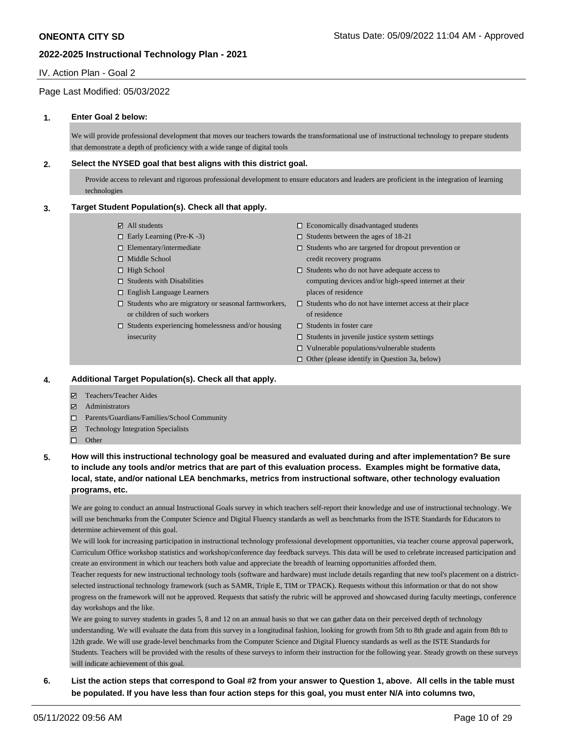IV. Action Plan - Goal 2

Page Last Modified: 05/03/2022

**1. Enter Goal 2 below:**

We will provide professional development that moves our teachers towards the transformational use of instructional technology to prepare students that demonstrate a depth of proficiency with a wide range of digital tools

**2. Select the NYSED goal that best aligns with this district goal.**

Provide access to relevant and rigorous professional development to ensure educators and leaders are proficient in the integration of learning technologies

**3. Target Student Population(s). Check all that apply.**

- ☑ All students
- ☐ Early Learning (Pre-K -3)
- ☐ Elementary/intermediate
- ☐ Middle School
- ☐ High School
- ☐ Students with Disabilities
- ☐ English Language Learners
- ☐ Students who are migratory or seasonal farmworkers, or children of such workers
- ☐ Students experiencing homelessness and/or housing insecurity
- ☐ Economically disadvantaged students
- ☐ Students between the ages of 18-21
- ☐ Students who are targeted for dropout prevention or credit recovery programs
- ☐ Students who do not have adequate access to computing devices and/or high-speed internet at their places of residence
- ☐ Students who do not have internet access at their place of residence
- ☐ Students in foster care
- ☐ Students in juvenile justice system settings
- ☐ Vulnerable populations/vulnerable students
- ☐ Other (please identify in Question 3a, below)

**4. Additional Target Population(s). Check all that apply.**

- ☑ Teachers/Teacher Aides
- ☑ Administrators
- ☐ Parents/Guardians/Families/School Community
- ☑ Technology Integration Specialists
- ☐ Other

**5. How will this instructional technology goal be measured and evaluated during and after implementation? Be sure to include any tools and/or metrics that are part of this evaluation process. Examples might be formative data, local, state, and/or national LEA benchmarks, metrics from instructional software, other technology evaluation programs, etc.**

We are going to conduct an annual Instructional Goals survey in which teachers self-report their knowledge and use of instructional technology. We will use benchmarks from the Computer Science and Digital Fluency standards as well as benchmarks from the ISTE Standards for Educators to determine achievement of this goal.
We will look for increasing participation in instructional technology professional development opportunities, via teacher course approval paperwork, Curriculum Office workshop statistics and workshop/conference day feedback surveys. This data will be used to celebrate increased participation and create an environment in which our teachers both value and appreciate the breadth of learning opportunities afforded them.
Teacher requests for new instructional technology tools (software and hardware) must include details regarding that new tool's placement on a district-selected instructional technology framework (such as SAMR, Triple E, TIM or TPACK). Requests without this information or that do not show progress on the framework will not be approved. Requests that satisfy the rubric will be approved and showcased during faculty meetings, conference day workshops and the like.
We are going to survey students in grades 5, 8 and 12 on an annual basis so that we can gather data on their perceived depth of technology understanding. We will evaluate the data from this survey in a longitudinal fashion, looking for growth from 5th to 8th grade and again from 8th to 12th grade. We will use grade-level benchmarks from the Computer Science and Digital Fluency standards as well as the ISTE Standards for Students. Teachers will be provided with the results of these surveys to inform their instruction for the following year. Steady growth on these surveys will indicate achievement of this goal.

**6. List the action steps that correspond to Goal #2 from your answer to Question 1, above. All cells in the table must be populated. If you have less than four action steps for this goal, you must enter N/A into columns two,**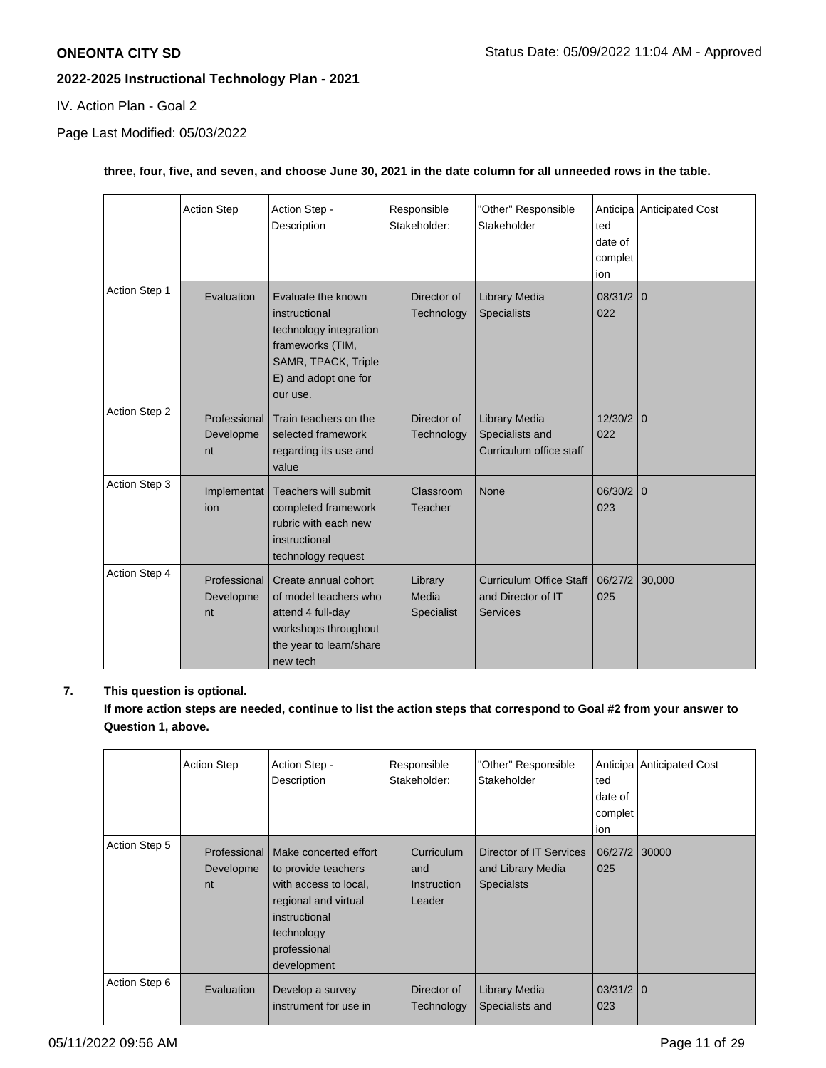**three, four, five, and seven, and choose June 30, 2021 in the date column for all unneeded rows in the table.**

| | Action Step | Action Step - Description | Responsible Stakeholder: | "Other" Responsible Stakeholder | Anticipated date of completion | Anticipated Cost |
|---|---|---|---|---|---|---|
| Action Step 1 | Evaluation | Evaluate the known instructional technology integration frameworks (TIM, SAMR, TPACK, Triple E) and adopt one for our use. | Director of Technology | Library Media Specialists | 08/31/2022 | 0 |
| Action Step 2 | Professional Development | Train teachers on the selected framework regarding its use and value | Director of Technology | Library Media Specialists and Curriculum office staff | 12/30/2022 | 0 |
| Action Step 3 | Implementation | Teachers will submit completed framework rubric with each new instructional technology request | Classroom Teacher | None | 06/30/2023 | 0 |
| Action Step 4 | Professional Development | Create annual cohort of model teachers who attend 4 full-day workshops throughout the year to learn/share new tech | Library Media Specialist | Curriculum Office Staff and Director of IT Services | 06/27/2025 | 30,000 |

**7. This question is optional.**

**If more action steps are needed, continue to list the action steps that correspond to Goal #2 from your answer to Question 1, above.**

| | Action Step | Action Step - Description | Responsible Stakeholder: | "Other" Responsible Stakeholder | Anticipated date of completion | Anticipated Cost |
|---|---|---|---|---|---|---|
| Action Step 5 | Professional Development | Make concerted effort to provide teachers with access to local, regional and virtual instructional technology professional development | Curriculum and Instruction Leader | Director of IT Services and Library Media Specialsts | 06/27/2025 | 30000 |
| Action Step 6 | Evaluation | Develop a survey instrument for use in | Director of Technology | Library Media Specialists and | 03/31/2023 | 0 |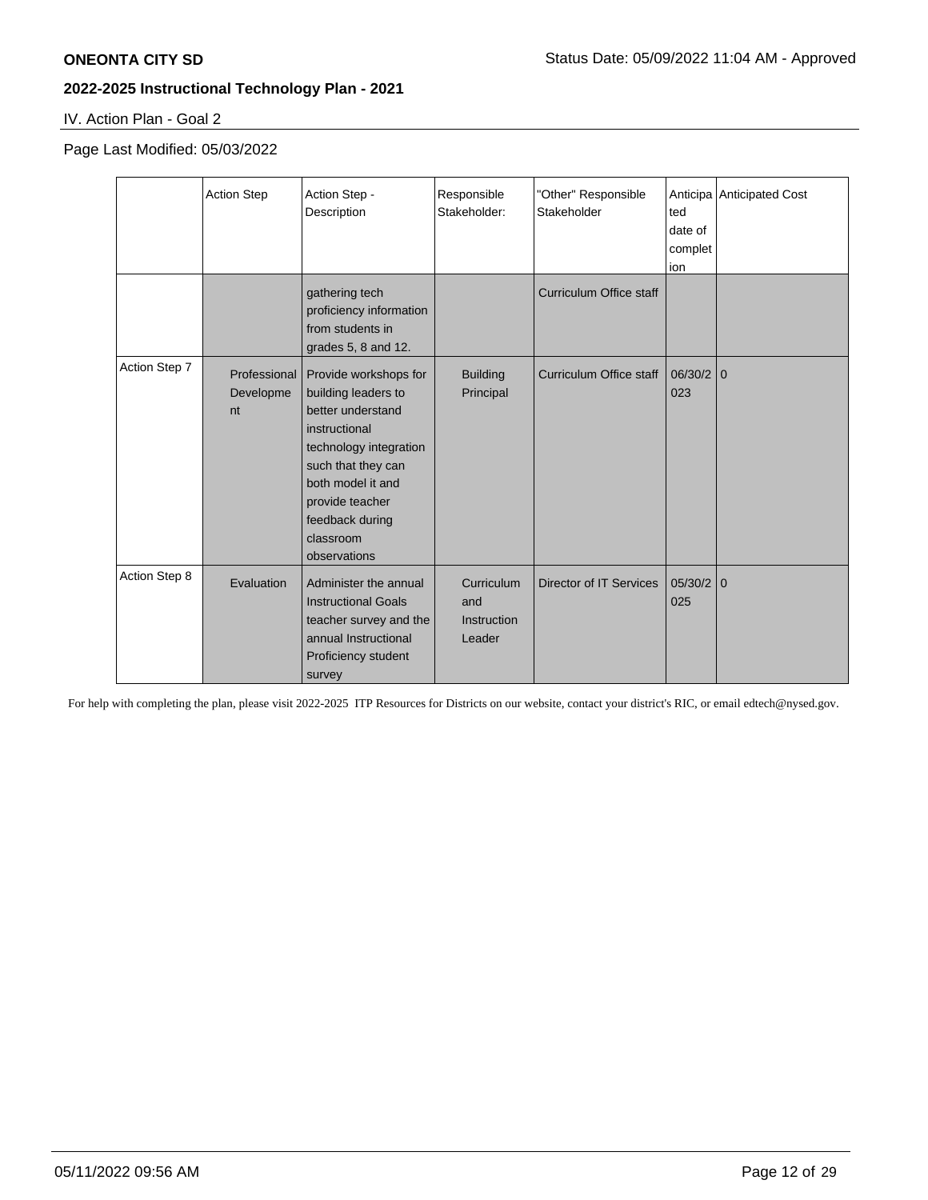IV. Action Plan - Goal 2

Page Last Modified: 05/03/2022

| | Action Step | Action Step - Description | Responsible Stakeholder: | "Other" Responsible Stakeholder | Anticipated date of completion | Anticipated Cost |
|---|---|---|---|---|---|---|
| | | gathering tech proficiency information from students in grades 5, 8 and 12. | | Curriculum Office staff | | |
| Action Step 7 | Professional Development | Provide workshops for building leaders to better understand instructional technology integration such that they can both model it and provide teacher feedback during classroom observations | Building Principal | Curriculum Office staff | 06/30/2023 | 0 |
| Action Step 8 | Evaluation | Administer the annual Instructional Goals teacher survey and the annual Instructional Proficiency student survey | Curriculum and Instruction Leader | Director of IT Services | 05/30/2025 | 0 |

For help with completing the plan, please visit 2022-2025 ITP Resources for Districts on our website, contact your district's RIC, or email edtech@nysed.gov.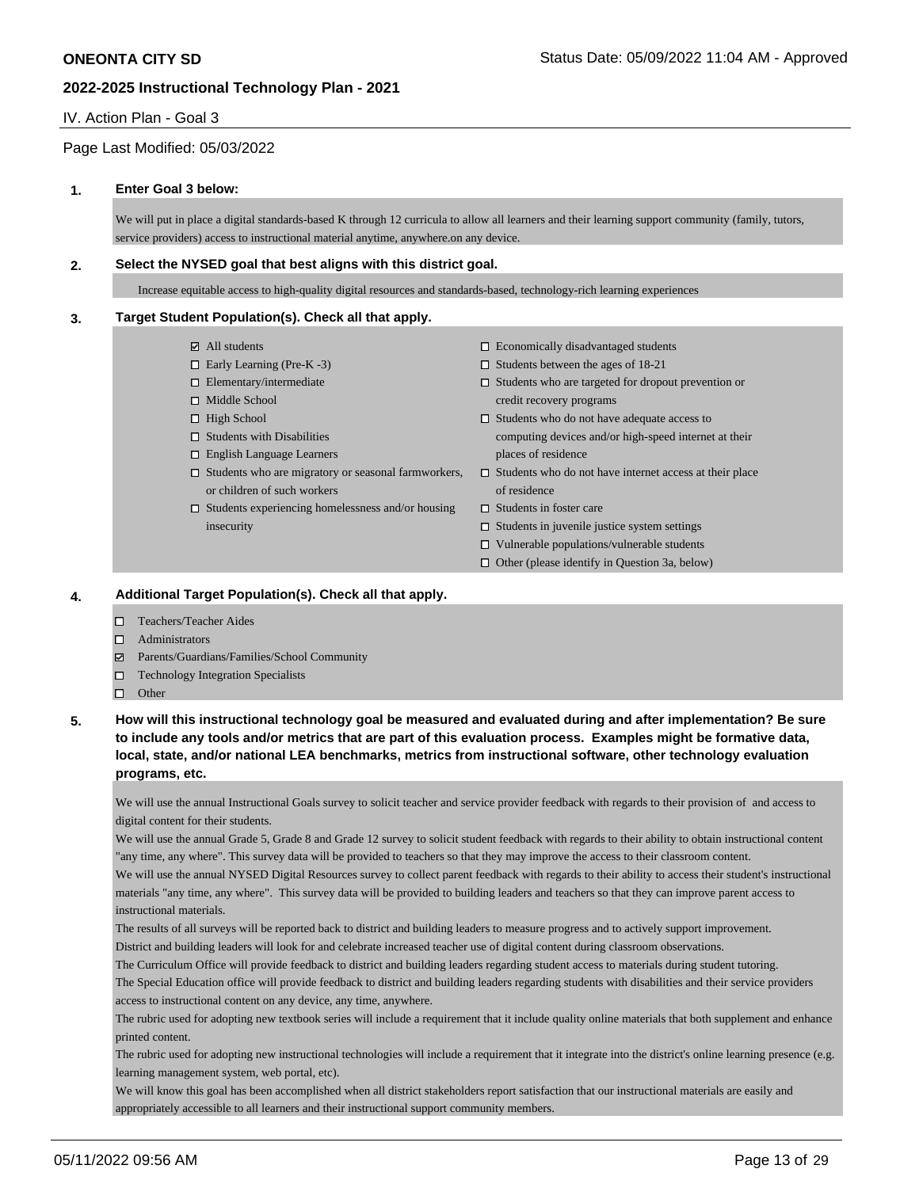## IV. Action Plan - Goal 3

Page Last Modified: 05/03/2022

**1. Enter Goal 3 below:**

We will put in place a digital standards-based K through 12 curricula to allow all learners and their learning support community (family, tutors, service providers) access to instructional material anytime, anywhere.on any device.

**2. Select the NYSED goal that best aligns with this district goal.**

Increase equitable access to high-quality digital resources and standards-based, technology-rich learning experiences

**3. Target Student Population(s). Check all that apply.**

- ☑ All students
- ☐ Early Learning (Pre-K -3)
- ☐ Elementary/intermediate
- ☐ Middle School
- ☐ High School
- ☐ Students with Disabilities
- ☐ English Language Learners
- ☐ Students who are migratory or seasonal farmworkers, or children of such workers
- ☐ Students experiencing homelessness and/or housing insecurity
- ☐ Economically disadvantaged students
- ☐ Students between the ages of 18-21
- ☐ Students who are targeted for dropout prevention or credit recovery programs
- ☐ Students who do not have adequate access to computing devices and/or high-speed internet at their places of residence
- ☐ Students who do not have internet access at their place of residence
- ☐ Students in foster care
- ☐ Students in juvenile justice system settings
- ☐ Vulnerable populations/vulnerable students
- ☐ Other (please identify in Question 3a, below)

**4. Additional Target Population(s). Check all that apply.**

- ☐ Teachers/Teacher Aides
- ☐ Administrators
- ☑ Parents/Guardians/Families/School Community
- ☐ Technology Integration Specialists
- ☐ Other

**5. How will this instructional technology goal be measured and evaluated during and after implementation? Be sure to include any tools and/or metrics that are part of this evaluation process. Examples might be formative data, local, state, and/or national LEA benchmarks, metrics from instructional software, other technology evaluation programs, etc.**

We will use the annual Instructional Goals survey to solicit teacher and service provider feedback with regards to their provision of and access to digital content for their students.
We will use the annual Grade 5, Grade 8 and Grade 12 survey to solicit student feedback with regards to their ability to obtain instructional content "any time, any where". This survey data will be provided to teachers so that they may improve the access to their classroom content.
We will use the annual NYSED Digital Resources survey to collect parent feedback with regards to their ability to access their student's instructional materials "any time, any where". This survey data will be provided to building leaders and teachers so that they can improve parent access to instructional materials.
The results of all surveys will be reported back to district and building leaders to measure progress and to actively support improvement.
District and building leaders will look for and celebrate increased teacher use of digital content during classroom observations.
The Curriculum Office will provide feedback to district and building leaders regarding student access to materials during student tutoring.
The Special Education office will provide feedback to district and building leaders regarding students with disabilities and their service providers access to instructional content on any device, any time, anywhere.
The rubric used for adopting new textbook series will include a requirement that it include quality online materials that both supplement and enhance printed content.
The rubric used for adopting new instructional technologies will include a requirement that it integrate into the district's online learning presence (e.g. learning management system, web portal, etc).
We will know this goal has been accomplished when all district stakeholders report satisfaction that our instructional materials are easily and appropriately accessible to all learners and their instructional support community members.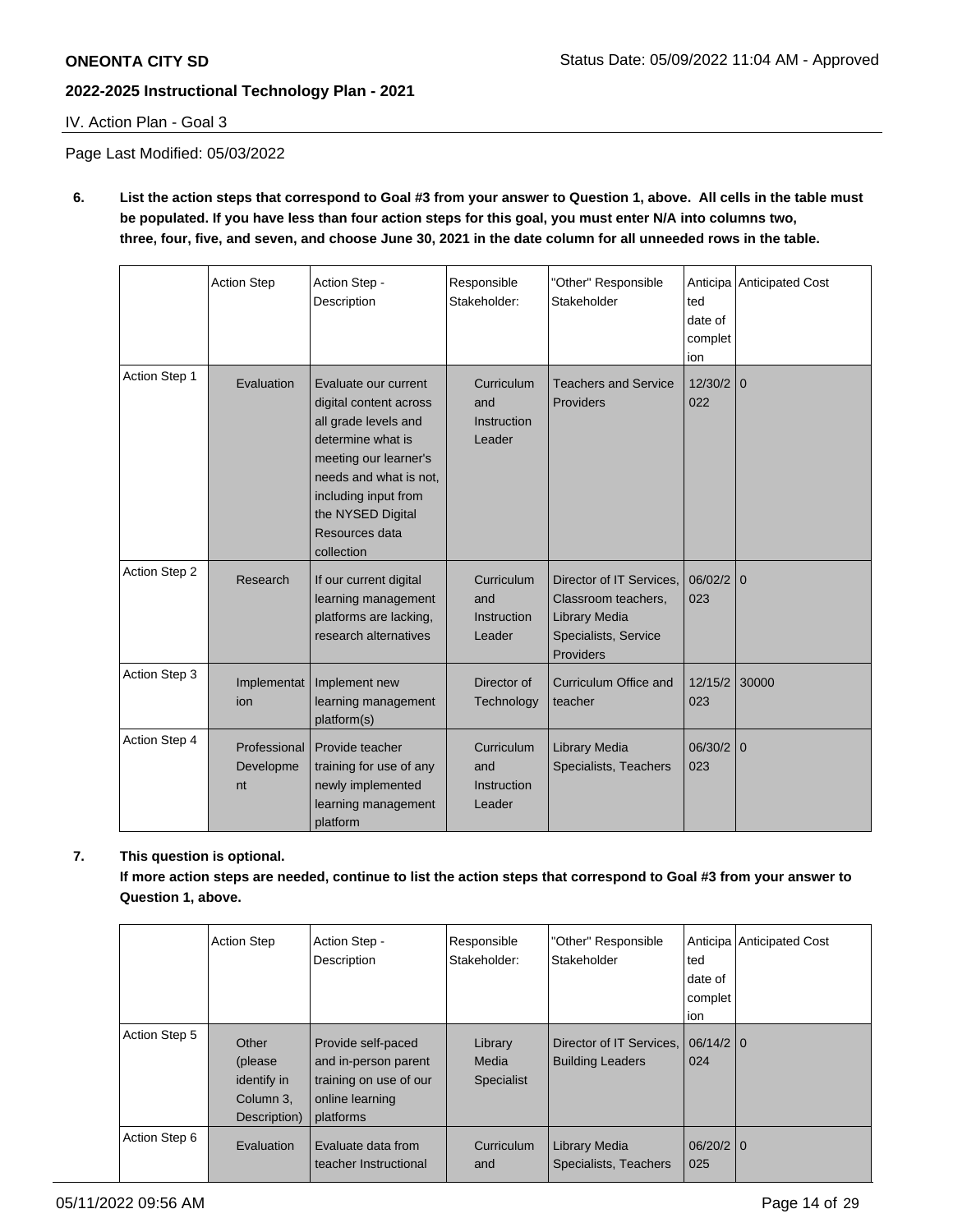IV. Action Plan - Goal 3

Page Last Modified: 05/03/2022

**6. List the action steps that correspond to Goal #3 from your answer to Question 1, above. All cells in the table must be populated. If you have less than four action steps for this goal, you must enter N/A into columns two, three, four, five, and seven, and choose June 30, 2021 in the date column for all unneeded rows in the table.**

| | Action Step | Action Step - Description | Responsible Stakeholder: | "Other" Responsible Stakeholder | Anticipated date of completion | Anticipated Cost |
|---|---|---|---|---|---|---|
| Action Step 1 | Evaluation | Evaluate our current digital content across all grade levels and determine what is meeting our learner's needs and what is not, including input from the NYSED Digital Resources data collection | Curriculum and Instruction Leader | Teachers and Service Providers | 12/30/2022 | 0 |
| Action Step 2 | Research | If our current digital learning management platforms are lacking, research alternatives | Curriculum and Instruction Leader | Director of IT Services, Classroom teachers, Library Media Specialists, Service Providers | 06/02/2023 | 0 |
| Action Step 3 | Implementation | Implement new learning management platform(s) | Director of Technology | Curriculum Office and teacher | 12/15/2023 | 30000 |
| Action Step 4 | Professional Development | Provide teacher training for use of any newly implemented learning management platform | Curriculum and Instruction Leader | Library Media Specialists, Teachers | 06/30/2023 | 0 |

**7. This question is optional.**

**If more action steps are needed, continue to list the action steps that correspond to Goal #3 from your answer to Question 1, above.**

| | Action Step | Action Step - Description | Responsible Stakeholder: | "Other" Responsible Stakeholder | Anticipated date of completion | Anticipated Cost |
|---|---|---|---|---|---|---|
| Action Step 5 | Other (please identify in Column 3, Description) | Provide self-paced and in-person parent training on use of our online learning platforms | Library Media Specialist | Director of IT Services, Building Leaders | 06/14/2024 | 0 |
| Action Step 6 | Evaluation | Evaluate data from teacher Instructional | Curriculum and | Library Media Specialists, Teachers | 06/20/2025 | 0 |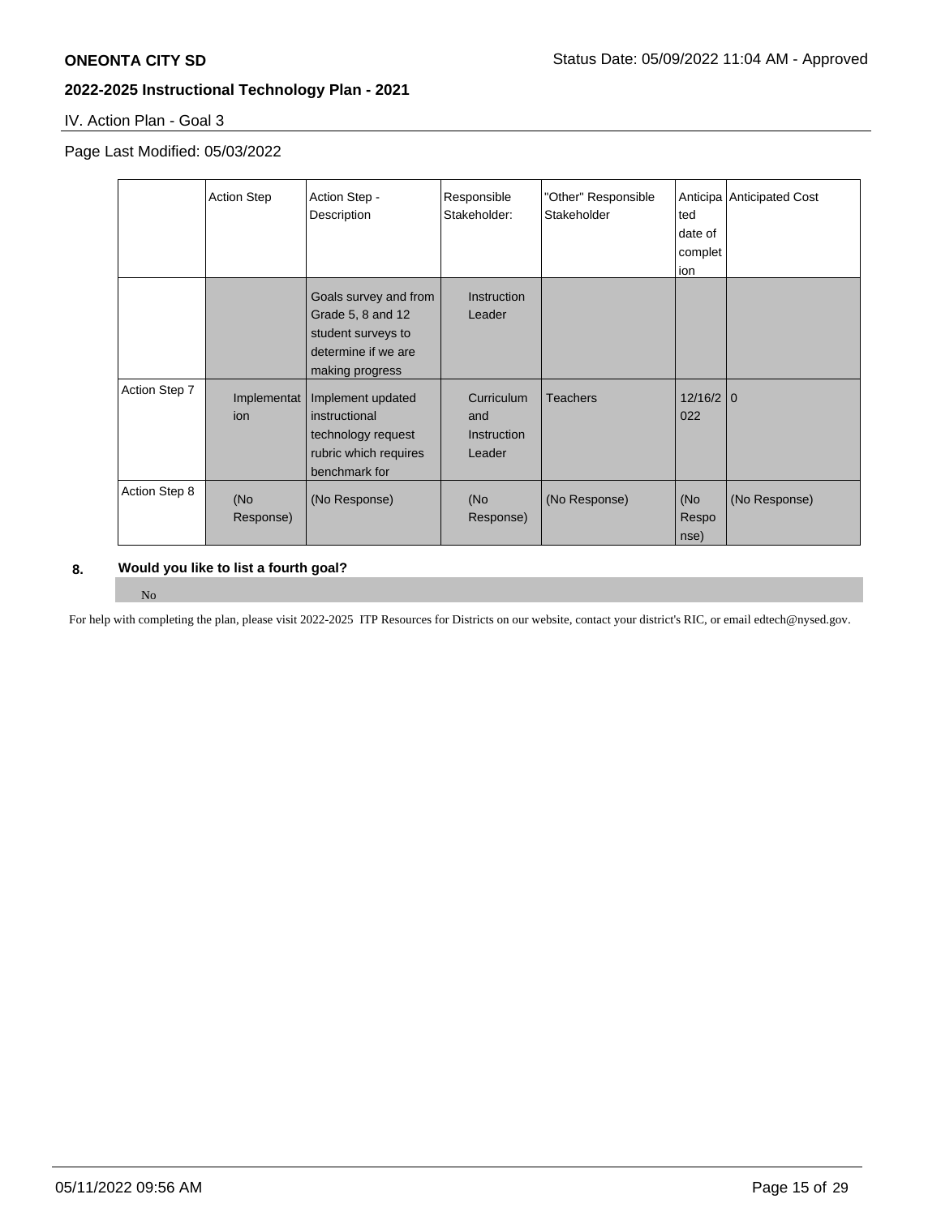## IV. Action Plan - Goal 3

Page Last Modified: 05/03/2022

| | Action Step | Action Step - Description | Responsible Stakeholder: | "Other" Responsible Stakeholder | Anticipated date of completion | Anticipated Cost |
|---|---|---|---|---|---|---|
| | | Goals survey and from Grade 5, 8 and 12 student surveys to determine if we are making progress | Instruction Leader | | | |
| Action Step 7 | Implementation | Implement updated instructional technology request rubric which requires benchmark for | Curriculum and Instruction Leader | Teachers | 12/16/2022 | 0 |
| Action Step 8 | (No Response) | (No Response) | (No Response) | (No Response) | (No Response) | (No Response) |

**8. Would you like to list a fourth goal?**

No

For help with completing the plan, please visit 2022-2025 ITP Resources for Districts on our website, contact your district's RIC, or email edtech@nysed.gov.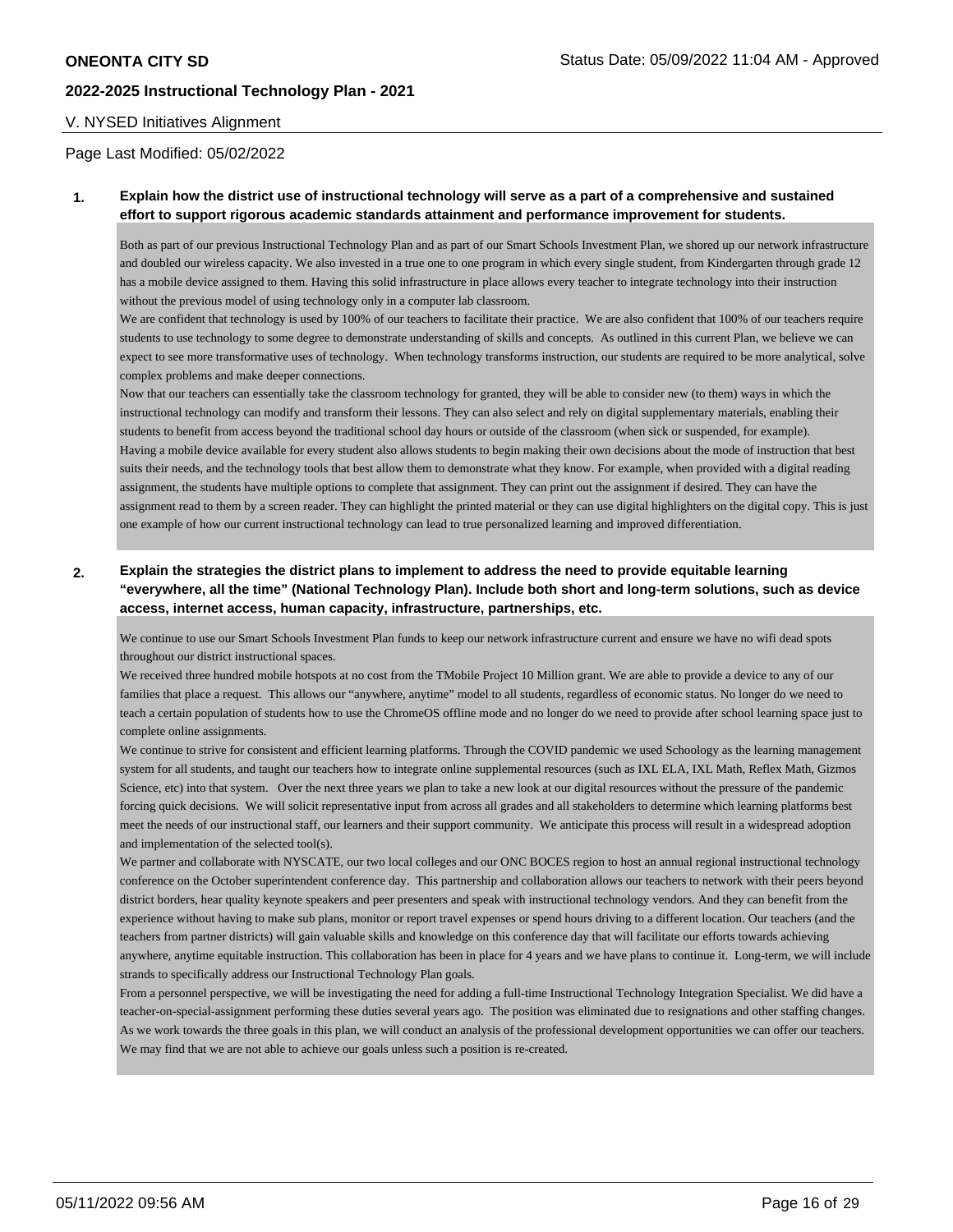## V. NYSED Initiatives Alignment

Page Last Modified: 05/02/2022

**1. Explain how the district use of instructional technology will serve as a part of a comprehensive and sustained effort to support rigorous academic standards attainment and performance improvement for students.**

Both as part of our previous Instructional Technology Plan and as part of our Smart Schools Investment Plan, we shored up our network infrastructure and doubled our wireless capacity. We also invested in a true one to one program in which every single student, from Kindergarten through grade 12 has a mobile device assigned to them. Having this solid infrastructure in place allows every teacher to integrate technology into their instruction without the previous model of using technology only in a computer lab classroom.

We are confident that technology is used by 100% of our teachers to facilitate their practice. We are also confident that 100% of our teachers require students to use technology to some degree to demonstrate understanding of skills and concepts. As outlined in this current Plan, we believe we can expect to see more transformative uses of technology. When technology transforms instruction, our students are required to be more analytical, solve complex problems and make deeper connections.

Now that our teachers can essentially take the classroom technology for granted, they will be able to consider new (to them) ways in which the instructional technology can modify and transform their lessons. They can also select and rely on digital supplementary materials, enabling their students to benefit from access beyond the traditional school day hours or outside of the classroom (when sick or suspended, for example).

Having a mobile device available for every student also allows students to begin making their own decisions about the mode of instruction that best suits their needs, and the technology tools that best allow them to demonstrate what they know. For example, when provided with a digital reading assignment, the students have multiple options to complete that assignment. They can print out the assignment if desired. They can have the assignment read to them by a screen reader. They can highlight the printed material or they can use digital highlighters on the digital copy. This is just one example of how our current instructional technology can lead to true personalized learning and improved differentiation.

**2. Explain the strategies the district plans to implement to address the need to provide equitable learning "everywhere, all the time" (National Technology Plan). Include both short and long-term solutions, such as device access, internet access, human capacity, infrastructure, partnerships, etc.**

We continue to use our Smart Schools Investment Plan funds to keep our network infrastructure current and ensure we have no wifi dead spots throughout our district instructional spaces.

We received three hundred mobile hotspots at no cost from the TMobile Project 10 Million grant. We are able to provide a device to any of our families that place a request. This allows our "anywhere, anytime" model to all students, regardless of economic status. No longer do we need to teach a certain population of students how to use the ChromeOS offline mode and no longer do we need to provide after school learning space just to complete online assignments.

We continue to strive for consistent and efficient learning platforms. Through the COVID pandemic we used Schoology as the learning management system for all students, and taught our teachers how to integrate online supplemental resources (such as IXL ELA, IXL Math, Reflex Math, Gizmos Science, etc) into that system. Over the next three years we plan to take a new look at our digital resources without the pressure of the pandemic forcing quick decisions. We will solicit representative input from across all grades and all stakeholders to determine which learning platforms best meet the needs of our instructional staff, our learners and their support community. We anticipate this process will result in a widespread adoption and implementation of the selected tool(s).

We partner and collaborate with NYSCATE, our two local colleges and our ONC BOCES region to host an annual regional instructional technology conference on the October superintendent conference day. This partnership and collaboration allows our teachers to network with their peers beyond district borders, hear quality keynote speakers and peer presenters and speak with instructional technology vendors. And they can benefit from the experience without having to make sub plans, monitor or report travel expenses or spend hours driving to a different location. Our teachers (and the teachers from partner districts) will gain valuable skills and knowledge on this conference day that will facilitate our efforts towards achieving anywhere, anytime equitable instruction. This collaboration has been in place for 4 years and we have plans to continue it. Long-term, we will include strands to specifically address our Instructional Technology Plan goals.

From a personnel perspective, we will be investigating the need for adding a full-time Instructional Technology Integration Specialist. We did have a teacher-on-special-assignment performing these duties several years ago. The position was eliminated due to resignations and other staffing changes. As we work towards the three goals in this plan, we will conduct an analysis of the professional development opportunities we can offer our teachers. We may find that we are not able to achieve our goals unless such a position is re-created.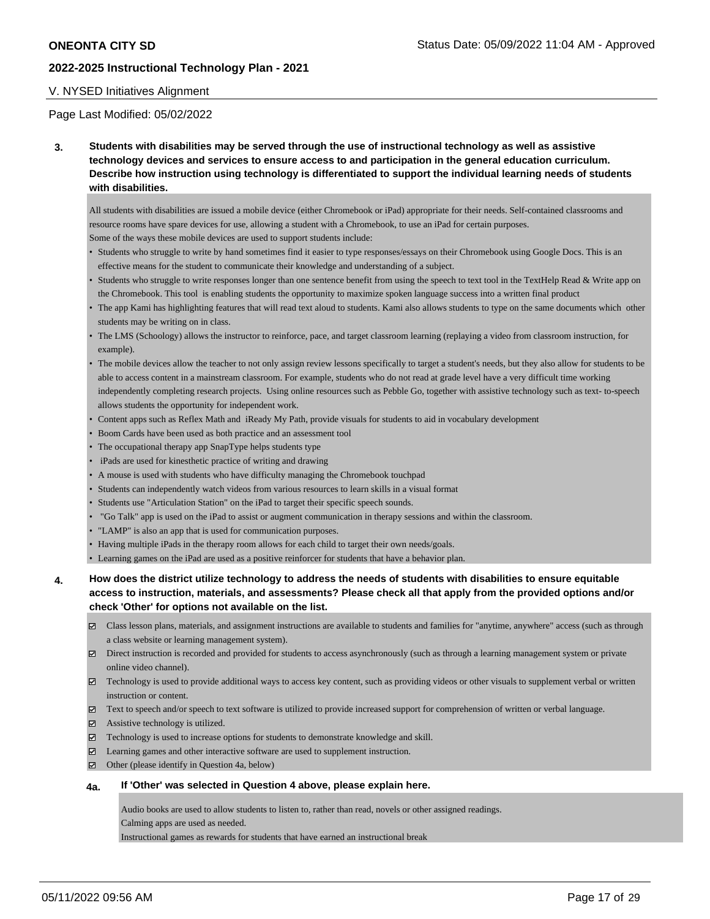V. NYSED Initiatives Alignment

Page Last Modified: 05/02/2022

**3. Students with disabilities may be served through the use of instructional technology as well as assistive technology devices and services to ensure access to and participation in the general education curriculum. Describe how instruction using technology is differentiated to support the individual learning needs of students with disabilities.**

All students with disabilities are issued a mobile device (either Chromebook or iPad) appropriate for their needs. Self-contained classrooms and resource rooms have spare devices for use, allowing a student with a Chromebook, to use an iPad for certain purposes.
Some of the ways these mobile devices are used to support students include:

- Students who struggle to write by hand sometimes find it easier to type responses/essays on their Chromebook using Google Docs. This is an effective means for the student to communicate their knowledge and understanding of a subject.
- Students who struggle to write responses longer than one sentence benefit from using the speech to text tool in the TextHelp Read & Write app on the Chromebook. This tool is enabling students the opportunity to maximize spoken language success into a written final product
- The app Kami has highlighting features that will read text aloud to students. Kami also allows students to type on the same documents which other students may be writing on in class.
- The LMS (Schoology) allows the instructor to reinforce, pace, and target classroom learning (replaying a video from classroom instruction, for example).
- The mobile devices allow the teacher to not only assign review lessons specifically to target a student's needs, but they also allow for students to be able to access content in a mainstream classroom. For example, students who do not read at grade level have a very difficult time working independently completing research projects. Using online resources such as Pebble Go, together with assistive technology such as text- to-speech allows students the opportunity for independent work.
- Content apps such as Reflex Math and iReady My Path, provide visuals for students to aid in vocabulary development
- Boom Cards have been used as both practice and an assessment tool
- The occupational therapy app SnapType helps students type
- iPads are used for kinesthetic practice of writing and drawing
- A mouse is used with students who have difficulty managing the Chromebook touchpad
- Students can independently watch videos from various resources to learn skills in a visual format
- Students use "Articulation Station" on the iPad to target their specific speech sounds.
- "Go Talk" app is used on the iPad to assist or augment communication in therapy sessions and within the classroom.
- "LAMP" is also an app that is used for communication purposes.
- Having multiple iPads in the therapy room allows for each child to target their own needs/goals.
- Learning games on the iPad are used as a positive reinforcer for students that have a behavior plan.

**4. How does the district utilize technology to address the needs of students with disabilities to ensure equitable access to instruction, materials, and assessments? Please check all that apply from the provided options and/or check 'Other' for options not available on the list.**

- [x] Class lesson plans, materials, and assignment instructions are available to students and families for "anytime, anywhere" access (such as through a class website or learning management system).
- [x] Direct instruction is recorded and provided for students to access asynchronously (such as through a learning management system or private online video channel).
- [x] Technology is used to provide additional ways to access key content, such as providing videos or other visuals to supplement verbal or written instruction or content.
- [x] Text to speech and/or speech to text software is utilized to provide increased support for comprehension of written or verbal language.
- [x] Assistive technology is utilized.
- [x] Technology is used to increase options for students to demonstrate knowledge and skill.
- [x] Learning games and other interactive software are used to supplement instruction.
- [x] Other (please identify in Question 4a, below)

**4a. If 'Other' was selected in Question 4 above, please explain here.**

Audio books are used to allow students to listen to, rather than read, novels or other assigned readings.
Calming apps are used as needed.
Instructional games as rewards for students that have earned an instructional break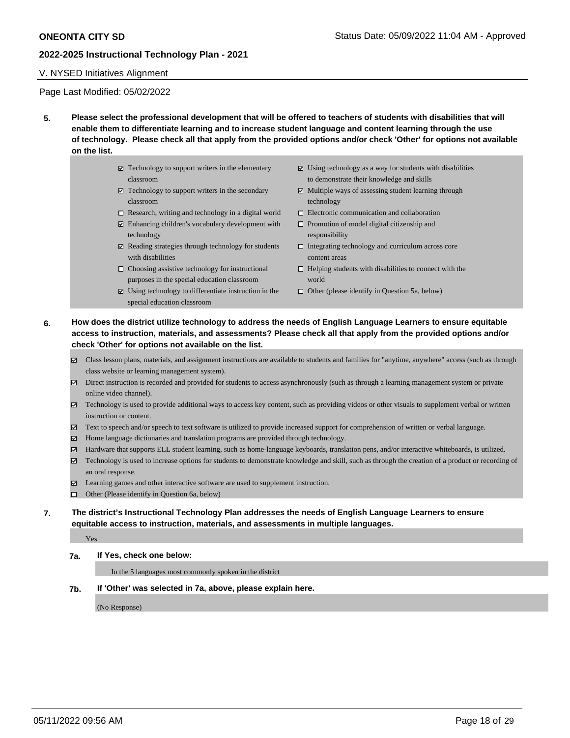## V. NYSED Initiatives Alignment

Page Last Modified: 05/02/2022

**5. Please select the professional development that will be offered to teachers of students with disabilities that will enable them to differentiate learning and to increase student language and content learning through the use of technology. Please check all that apply from the provided options and/or check 'Other' for options not available on the list.**

- ☑ Technology to support writers in the elementary classroom
- ☑ Technology to support writers in the secondary classroom
- ☐ Research, writing and technology in a digital world
- ☑ Enhancing children's vocabulary development with technology
- ☑ Reading strategies through technology for students with disabilities
- ☐ Choosing assistive technology for instructional purposes in the special education classroom
- ☑ Using technology to differentiate instruction in the special education classroom
- ☑ Using technology as a way for students with disabilities to demonstrate their knowledge and skills
- ☑ Multiple ways of assessing student learning through technology
- ☐ Electronic communication and collaboration
- ☐ Promotion of model digital citizenship and responsibility
- ☐ Integrating technology and curriculum across core content areas
- ☐ Helping students with disabilities to connect with the world
- ☐ Other (please identify in Question 5a, below)

**6. How does the district utilize technology to address the needs of English Language Learners to ensure equitable access to instruction, materials, and assessments? Please check all that apply from the provided options and/or check 'Other' for options not available on the list.**

- ☑ Class lesson plans, materials, and assignment instructions are available to students and families for "anytime, anywhere" access (such as through class website or learning management system).
- ☑ Direct instruction is recorded and provided for students to access asynchronously (such as through a learning management system or private online video channel).
- ☑ Technology is used to provide additional ways to access key content, such as providing videos or other visuals to supplement verbal or written instruction or content.
- ☑ Text to speech and/or speech to text software is utilized to provide increased support for comprehension of written or verbal language.
- ☑ Home language dictionaries and translation programs are provided through technology.
- ☑ Hardware that supports ELL student learning, such as home-language keyboards, translation pens, and/or interactive whiteboards, is utilized.
- ☑ Technology is used to increase options for students to demonstrate knowledge and skill, such as through the creation of a product or recording of an oral response.
- ☑ Learning games and other interactive software are used to supplement instruction.
- ☐ Other (Please identify in Question 6a, below)

**7. The district's Instructional Technology Plan addresses the needs of English Language Learners to ensure equitable access to instruction, materials, and assessments in multiple languages.**

Yes

**7a. If Yes, check one below:**

In the 5 languages most commonly spoken in the district

**7b. If 'Other' was selected in 7a, above, please explain here.**

(No Response)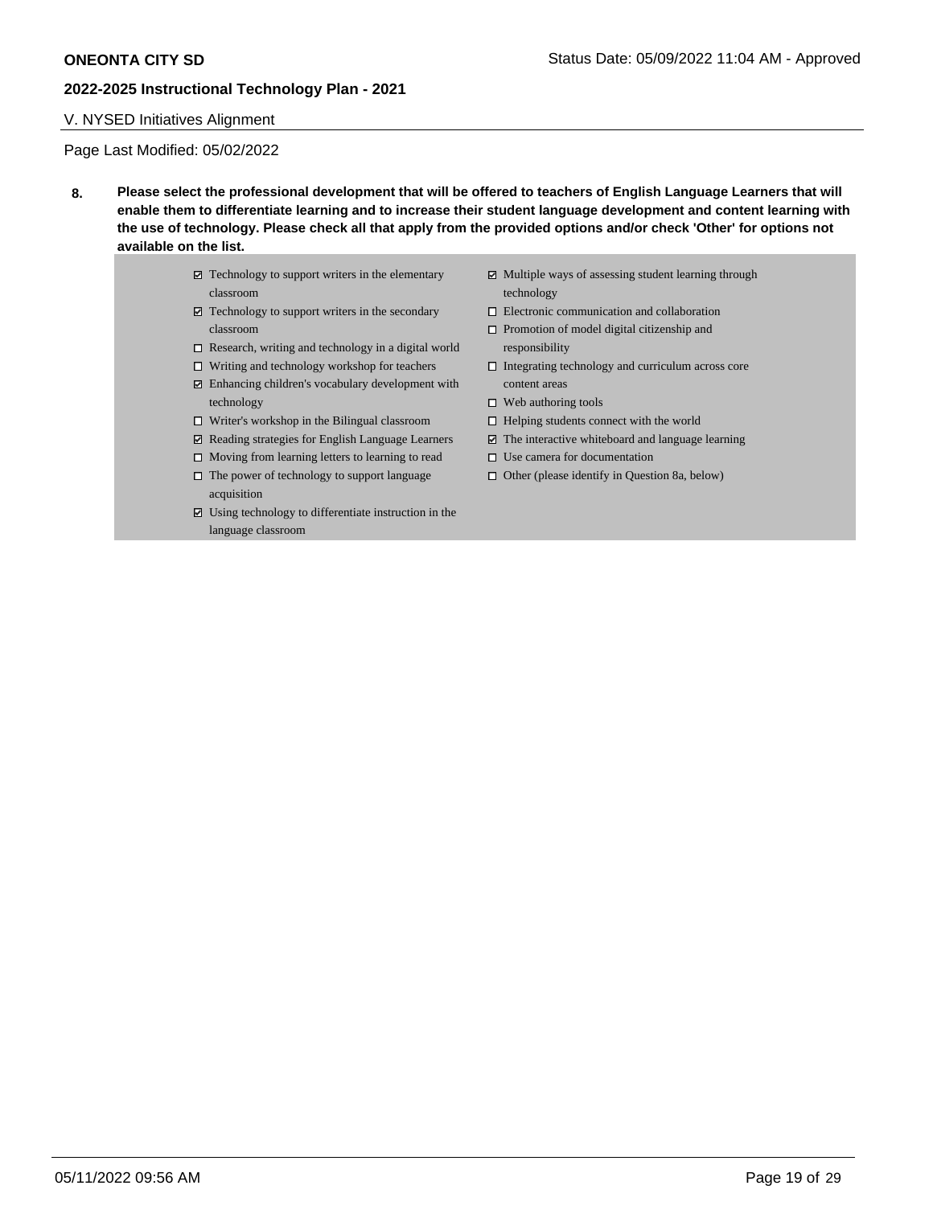V. NYSED Initiatives Alignment

Page Last Modified: 05/02/2022

**8. Please select the professional development that will be offered to teachers of English Language Learners that will enable them to differentiate learning and to increase their student language development and content learning with the use of technology. Please check all that apply from the provided options and/or check 'Other' for options not available on the list.**

- ☑ Technology to support writers in the elementary classroom
- ☑ Technology to support writers in the secondary classroom
- ☐ Research, writing and technology in a digital world
- ☐ Writing and technology workshop for teachers
- ☑ Enhancing children's vocabulary development with technology
- ☐ Writer's workshop in the Bilingual classroom
- ☑ Reading strategies for English Language Learners
- ☐ Moving from learning letters to learning to read
- ☐ The power of technology to support language acquisition
- ☑ Using technology to differentiate instruction in the language classroom
- ☑ Multiple ways of assessing student learning through technology
- ☐ Electronic communication and collaboration
- ☐ Promotion of model digital citizenship and responsibility
- ☐ Integrating technology and curriculum across core content areas
- ☐ Web authoring tools
- ☐ Helping students connect with the world
- ☑ The interactive whiteboard and language learning
- ☐ Use camera for documentation
- ☐ Other (please identify in Question 8a, below)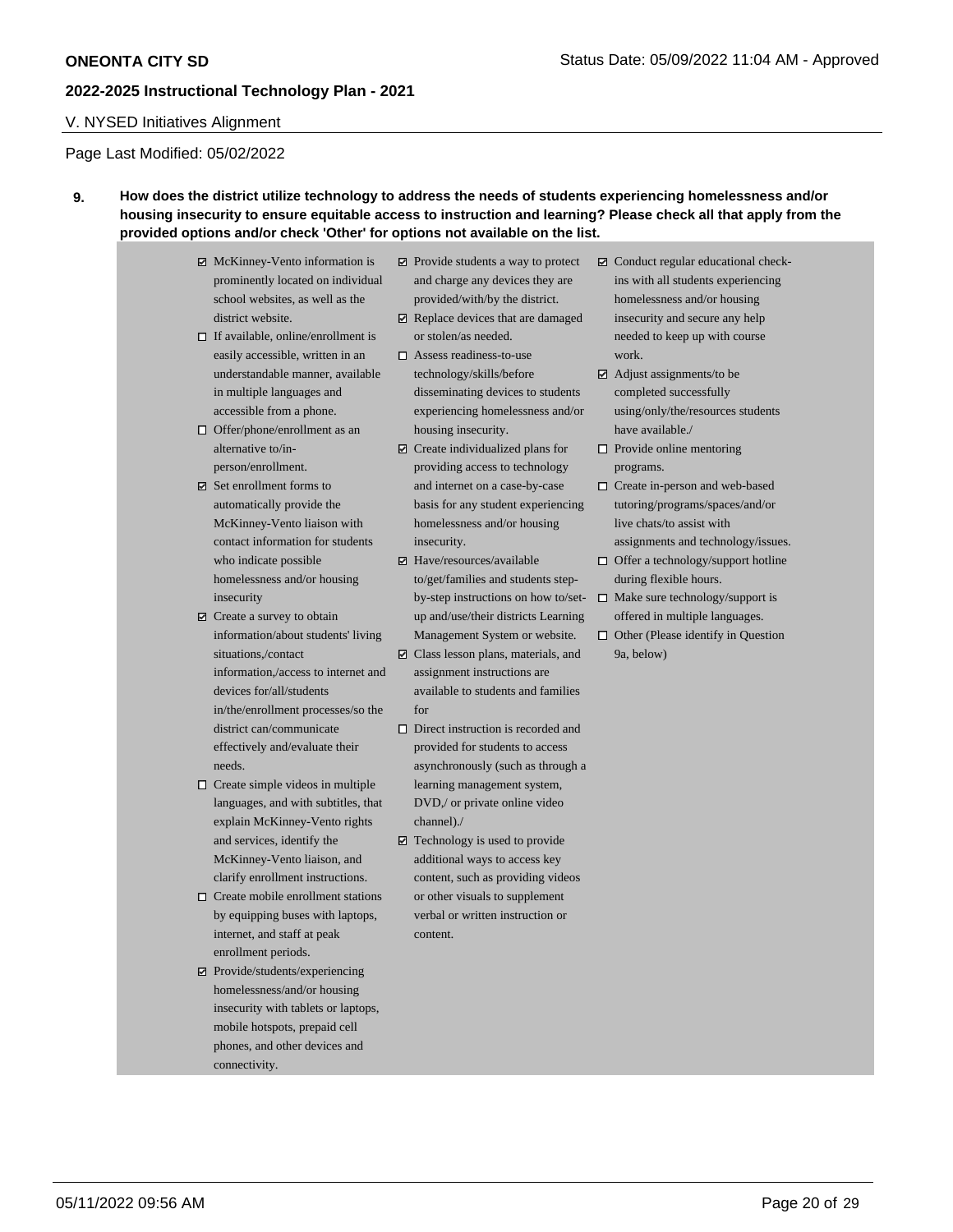V. NYSED Initiatives Alignment

Page Last Modified: 05/02/2022

**9. How does the district utilize technology to address the needs of students experiencing homelessness and/or housing insecurity to ensure equitable access to instruction and learning? Please check all that apply from the provided options and/or check 'Other' for options not available on the list.**

- ☑ McKinney-Vento information is prominently located on individual school websites, as well as the district website.
- ☐ If available, online/enrollment is easily accessible, written in an understandable manner, available in multiple languages and accessible from a phone.
- ☐ Offer/phone/enrollment as an alternative to/in-person/enrollment.
- ☑ Set enrollment forms to automatically provide the McKinney-Vento liaison with contact information for students who indicate possible homelessness and/or housing insecurity
- ☑ Create a survey to obtain information/about students' living situations,/contact information,/access to internet and devices for/all/students in/the/enrollment processes/so the district can/communicate effectively and/evaluate their needs.
- ☐ Create simple videos in multiple languages, and with subtitles, that explain McKinney-Vento rights and services, identify the McKinney-Vento liaison, and clarify enrollment instructions.
- ☐ Create mobile enrollment stations by equipping buses with laptops, internet, and staff at peak enrollment periods.
- ☑ Provide/students/experiencing homelessness/and/or housing insecurity with tablets or laptops, mobile hotspots, prepaid cell phones, and other devices and connectivity.
- ☑ Provide students a way to protect and charge any devices they are provided/with/by the district.
- ☑ Replace devices that are damaged or stolen/as needed.
- ☐ Assess readiness-to-use technology/skills/before disseminating devices to students experiencing homelessness and/or housing insecurity.
- ☑ Create individualized plans for providing access to technology and internet on a case-by-case basis for any student experiencing homelessness and/or housing insecurity.
- ☑ Have/resources/available to/get/families and students step-by-step instructions on how to/set-up and/use/their districts Learning Management System or website.
- ☑ Class lesson plans, materials, and assignment instructions are available to students and families for
- ☐ Direct instruction is recorded and provided for students to access asynchronously (such as through a learning management system, DVD,/ or private online video channel)./
- ☑ Technology is used to provide additional ways to access key content, such as providing videos or other visuals to supplement verbal or written instruction or content.
- ☑ Conduct regular educational check-ins with all students experiencing homelessness and/or housing insecurity and secure any help needed to keep up with course work.
- ☑ Adjust assignments/to be completed successfully using/only/the/resources students have available./
- ☐ Provide online mentoring programs.
- ☐ Create in-person and web-based tutoring/programs/spaces/and/or live chats/to assist with assignments and technology/issues.
- ☐ Offer a technology/support hotline during flexible hours.
- ☐ Make sure technology/support is offered in multiple languages.
- ☐ Other (Please identify in Question 9a, below)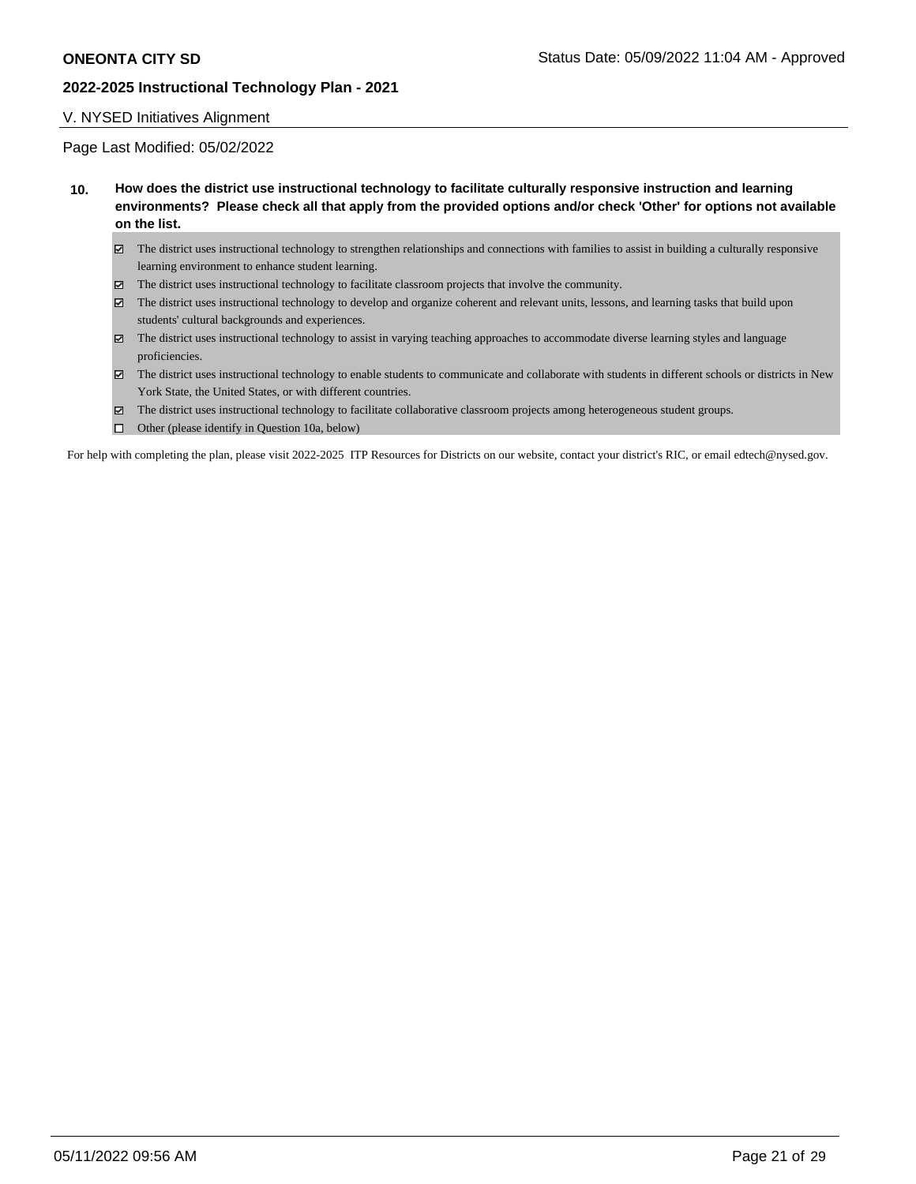## V. NYSED Initiatives Alignment

Page Last Modified: 05/02/2022

**10. How does the district use instructional technology to facilitate culturally responsive instruction and learning environments? Please check all that apply from the provided options and/or check 'Other' for options not available on the list.**

- ☑ The district uses instructional technology to strengthen relationships and connections with families to assist in building a culturally responsive learning environment to enhance student learning.
- ☑ The district uses instructional technology to facilitate classroom projects that involve the community.
- ☑ The district uses instructional technology to develop and organize coherent and relevant units, lessons, and learning tasks that build upon students' cultural backgrounds and experiences.
- ☑ The district uses instructional technology to assist in varying teaching approaches to accommodate diverse learning styles and language proficiencies.
- ☑ The district uses instructional technology to enable students to communicate and collaborate with students in different schools or districts in New York State, the United States, or with different countries.
- ☑ The district uses instructional technology to facilitate collaborative classroom projects among heterogeneous student groups.
- ☐ Other (please identify in Question 10a, below)

For help with completing the plan, please visit 2022-2025 ITP Resources for Districts on our website, contact your district's RIC, or email edtech@nysed.gov.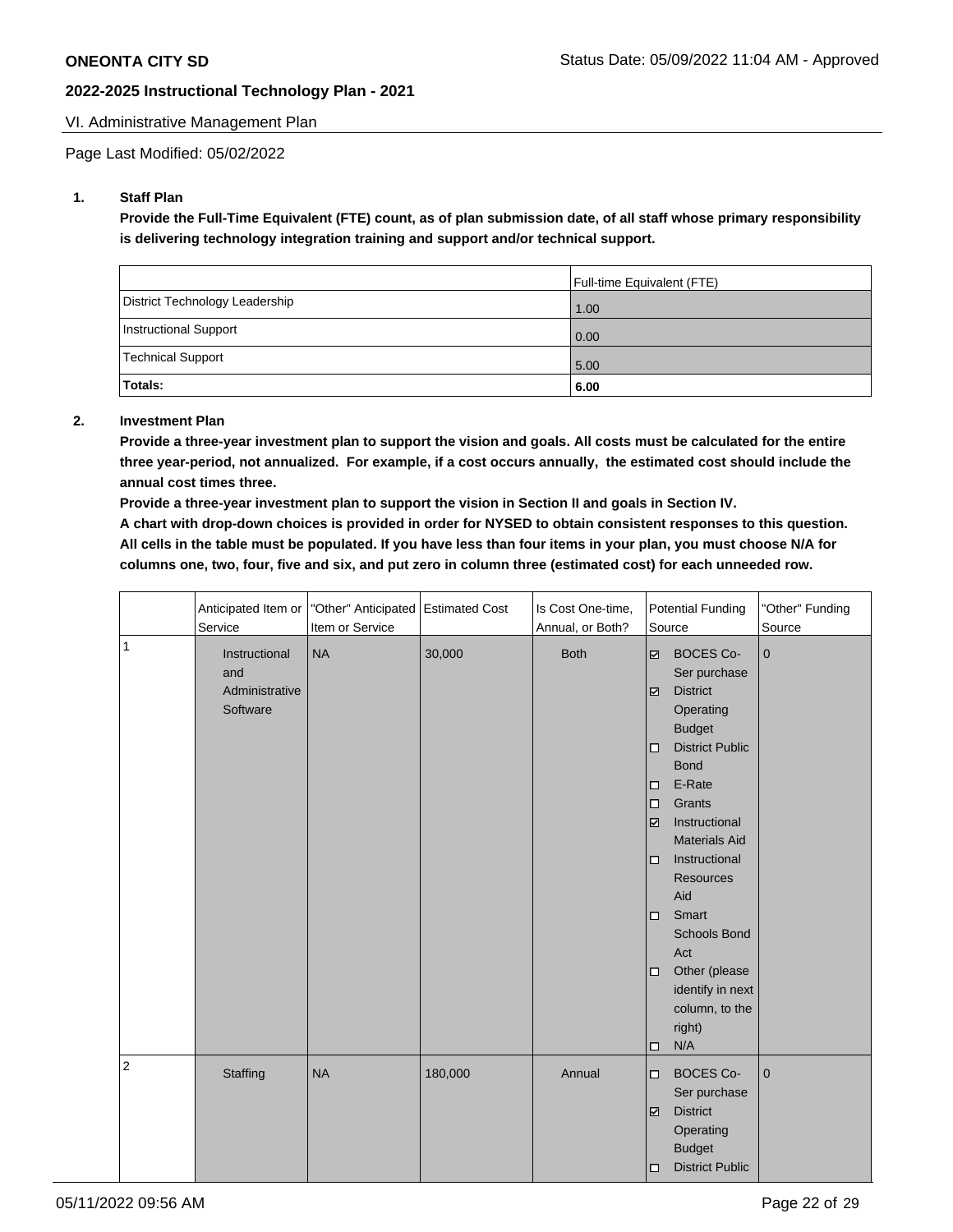VI. Administrative Management Plan

Page Last Modified: 05/02/2022

**1. Staff Plan**

**Provide the Full-Time Equivalent (FTE) count, as of plan submission date, of all staff whose primary responsibility is delivering technology integration training and support and/or technical support.**

| | Full-time Equivalent (FTE) |
|---|---|
| District Technology Leadership | 1.00 |
| Instructional Support | 0.00 |
| Technical Support | 5.00 |
| **Totals:** | **6.00** |

**2. Investment Plan**

**Provide a three-year investment plan to support the vision and goals. All costs must be calculated for the entire three year-period, not annualized. For example, if a cost occurs annually, the estimated cost should include the annual cost times three.**

**Provide a three-year investment plan to support the vision in Section II and goals in Section IV.**

**A chart with drop-down choices is provided in order for NYSED to obtain consistent responses to this question. All cells in the table must be populated. If you have less than four items in your plan, you must choose N/A for columns one, two, four, five and six, and put zero in column three (estimated cost) for each unneeded row.**

| | Anticipated Item or Service | "Other" Anticipated Item or Service | Estimated Cost | Is Cost One-time, Annual, or Both? | Potential Funding Source | "Other" Funding Source |
|---|---|---|---|---|---|---|
| 1 | Instructional and Administrative Software | NA | 30,000 | Both | ☑ BOCES Co-Ser purchase<br>☑ District Operating Budget<br>☐ District Public Bond<br>☐ E-Rate<br>☐ Grants<br>☑ Instructional Materials Aid<br>☐ Instructional Resources Aid<br>☐ Smart Schools Bond Act<br>☐ Other (please identify in next column, to the right)<br>☐ N/A | 0 |
| 2 | Staffing | NA | 180,000 | Annual | ☐ BOCES Co-Ser purchase<br>☑ District Operating Budget<br>☐ District Public | 0 |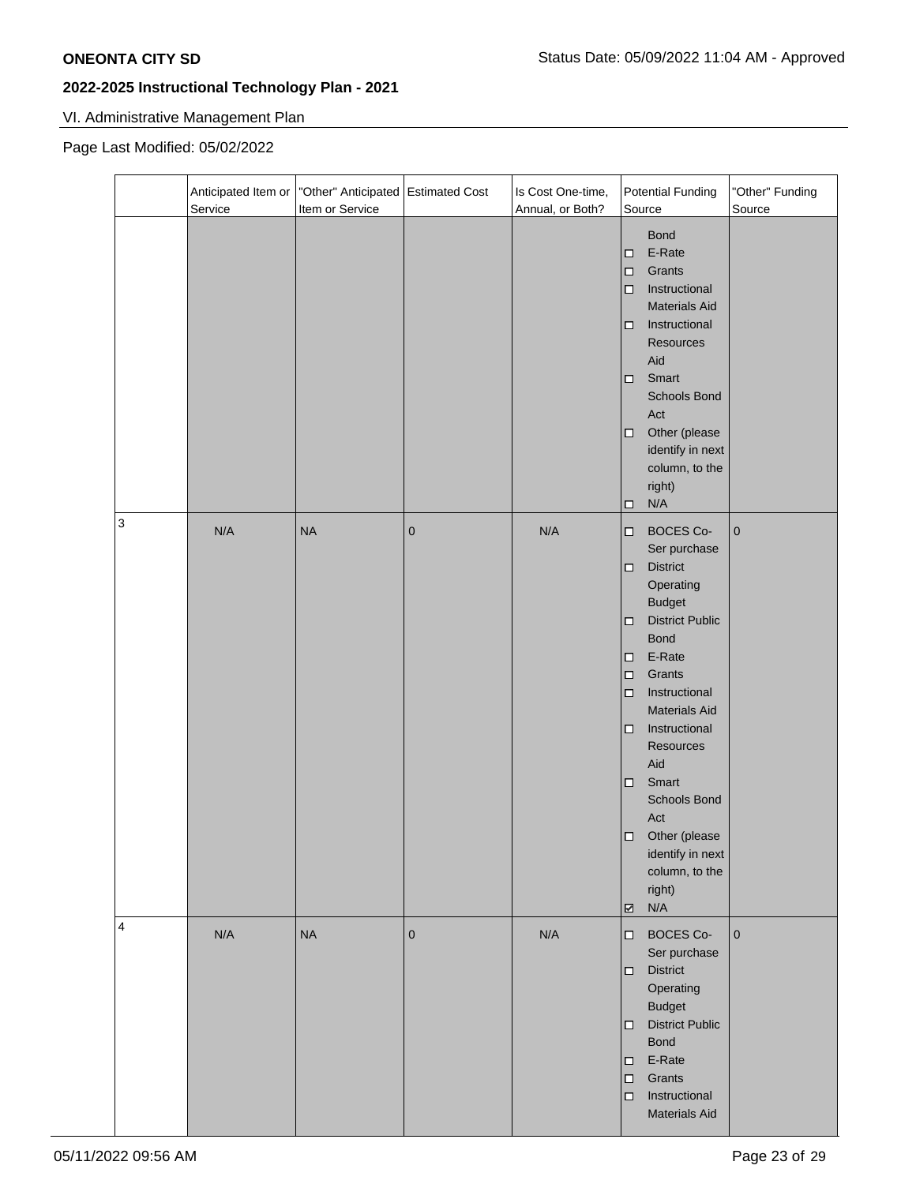## VI. Administrative Management Plan

Page Last Modified: 05/02/2022

| | Anticipated Item or Service | "Other" Anticipated Item or Service | Estimated Cost | Is Cost One-time, Annual, or Both? | Potential Funding Source | "Other" Funding Source |
|---|---|---|---|---|---|---|
| | | | | | Bond<br>☐ E-Rate<br>☐ Grants<br>☐ Instructional Materials Aid<br>☐ Instructional Resources Aid<br>☐ Smart Schools Bond Act<br>☐ Other (please identify in next column, to the right)<br>☐ N/A | |
| 3 | N/A | NA | 0 | N/A | ☐ BOCES Co-Ser purchase<br>☐ District Operating Budget<br>☐ District Public Bond<br>☐ E-Rate<br>☐ Grants<br>☐ Instructional Materials Aid<br>☐ Instructional Resources Aid<br>☐ Smart Schools Bond Act<br>☐ Other (please identify in next column, to the right)<br>☑ N/A | 0 |
| 4 | N/A | NA | 0 | N/A | ☐ BOCES Co-Ser purchase<br>☐ District Operating Budget<br>☐ District Public Bond<br>☐ E-Rate<br>☐ Grants<br>☐ Instructional Materials Aid | 0 |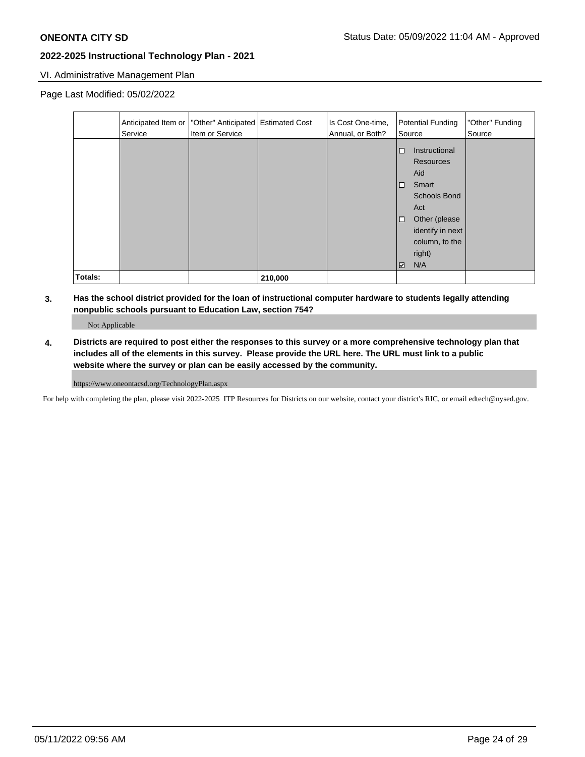VI. Administrative Management Plan

Page Last Modified: 05/02/2022

| | Anticipated Item or Service | "Other" Anticipated Item or Service | Estimated Cost | Is Cost One-time, Annual, or Both? | Potential Funding Source | "Other" Funding Source |
|---|---|---|---|---|---|---|
| | | | | | ☐ Instructional Resources Aid<br>☐ Smart Schools Bond Act<br>☐ Other (please identify in next column, to the right)<br>☑ N/A | |
| **Totals:** | | | **210,000** | | | |

**3. Has the school district provided for the loan of instructional computer hardware to students legally attending nonpublic schools pursuant to Education Law, section 754?**

Not Applicable

**4. Districts are required to post either the responses to this survey or a more comprehensive technology plan that includes all of the elements in this survey. Please provide the URL here. The URL must link to a public website where the survey or plan can be easily accessed by the community.**

https://www.oneontacsd.org/TechnologyPlan.aspx

For help with completing the plan, please visit 2022-2025 ITP Resources for Districts on our website, contact your district's RIC, or email edtech@nysed.gov.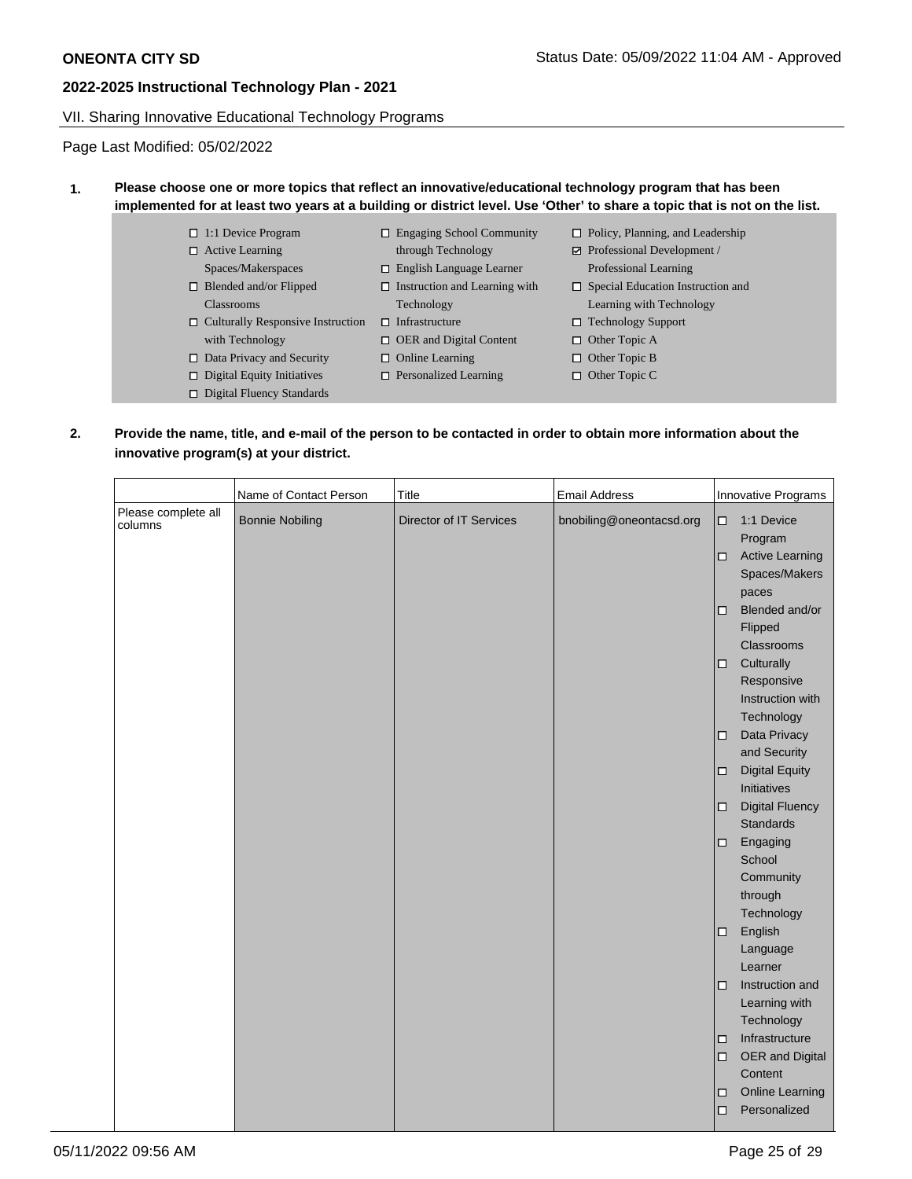**ONEONTA CITY SD** Status Date: 05/09/2022 11:04 AM - Approved

## 2022-2025 Instructional Technology Plan - 2021

VII. Sharing Innovative Educational Technology Programs

Page Last Modified: 05/02/2022

**1. Please choose one or more topics that reflect an innovative/educational technology program that has been implemented for at least two years at a building or district level. Use 'Other' to share a topic that is not on the list.**

- ☐ 1:1 Device Program
- ☐ Active Learning Spaces/Makerspaces
- ☐ Blended and/or Flipped Classrooms
- ☐ Culturally Responsive Instruction with Technology
- ☐ Data Privacy and Security
- ☐ Digital Equity Initiatives
- ☐ Digital Fluency Standards
- ☐ Engaging School Community through Technology
- ☐ English Language Learner
- ☐ Instruction and Learning with Technology
- ☐ Infrastructure
- ☐ OER and Digital Content
- ☐ Online Learning
- ☐ Personalized Learning
- ☐ Policy, Planning, and Leadership
- ☑ Professional Development / Professional Learning
- ☐ Special Education Instruction and Learning with Technology
- ☐ Technology Support
- ☐ Other Topic A
- ☐ Other Topic B
- ☐ Other Topic C

**2. Provide the name, title, and e-mail of the person to be contacted in order to obtain more information about the innovative program(s) at your district.**

| | Name of Contact Person | Title | Email Address | Innovative Programs |
|---|---|---|---|---|
| Please complete all columns | Bonnie Nobiling | Director of IT Services | bnobiling@oneontacsd.org | ☐ 1:1 Device Program<br>☐ Active Learning Spaces/Makerspaces<br>☐ Blended and/or Flipped Classrooms<br>☐ Culturally Responsive Instruction with Technology<br>☐ Data Privacy and Security<br>☐ Digital Equity Initiatives<br>☐ Digital Fluency Standards<br>☐ Engaging School Community through Technology<br>☐ English Language Learner<br>☐ Instruction and Learning with Technology<br>☐ Infrastructure<br>☐ OER and Digital Content<br>☐ Online Learning<br>☐ Personalized |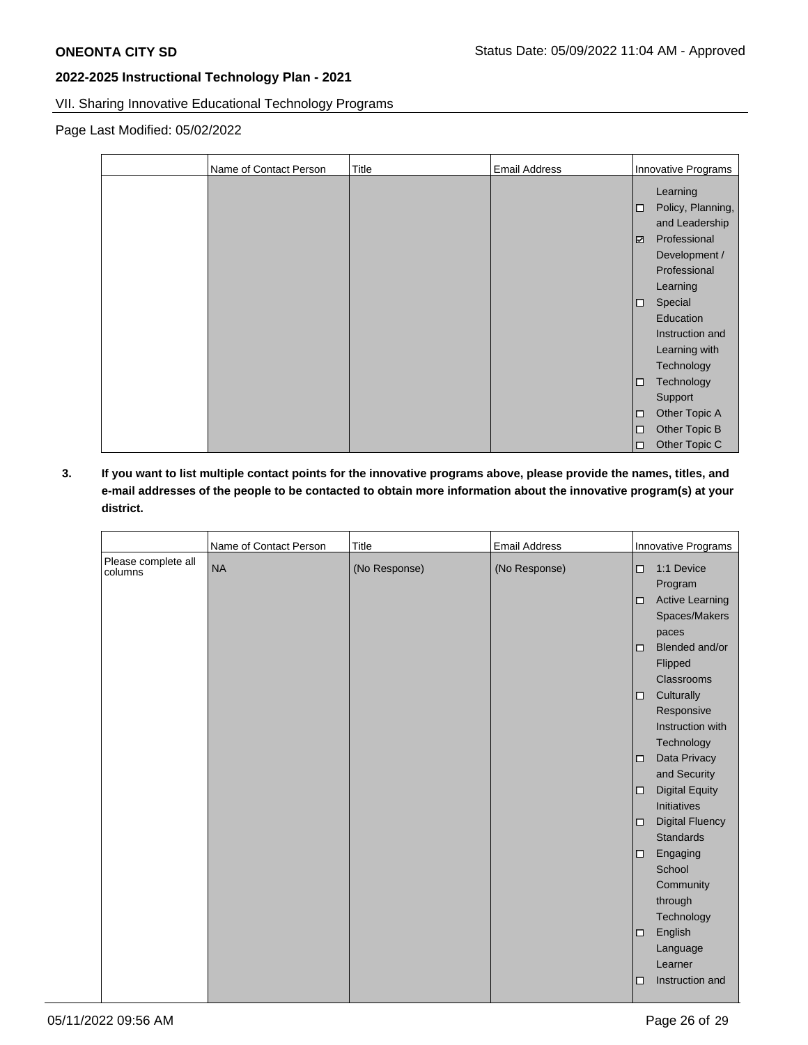## VII. Sharing Innovative Educational Technology Programs

Page Last Modified: 05/02/2022

| | Name of Contact Person | Title | Email Address | Innovative Programs |
|---|---|---|---|---|
| | | | | Learning<br>☐ Policy, Planning, and Leadership<br>☑ Professional Development / Professional Learning<br>☐ Special Education Instruction and Learning with Technology<br>☐ Technology Support<br>☐ Other Topic A<br>☐ Other Topic B<br>☐ Other Topic C |

**3. If you want to list multiple contact points for the innovative programs above, please provide the names, titles, and e-mail addresses of the people to be contacted to obtain more information about the innovative program(s) at your district.**

| | Name of Contact Person | Title | Email Address | Innovative Programs |
|---|---|---|---|---|
| Please complete all columns | NA | (No Response) | (No Response) | ☐ 1:1 Device Program<br>☐ Active Learning Spaces/Makerspaces<br>☐ Blended and/or Flipped Classrooms<br>☐ Culturally Responsive Instruction with Technology<br>☐ Data Privacy and Security<br>☐ Digital Equity Initiatives<br>☐ Digital Fluency Standards<br>☐ Engaging School Community through Technology<br>☐ English Language Learner<br>☐ Instruction and |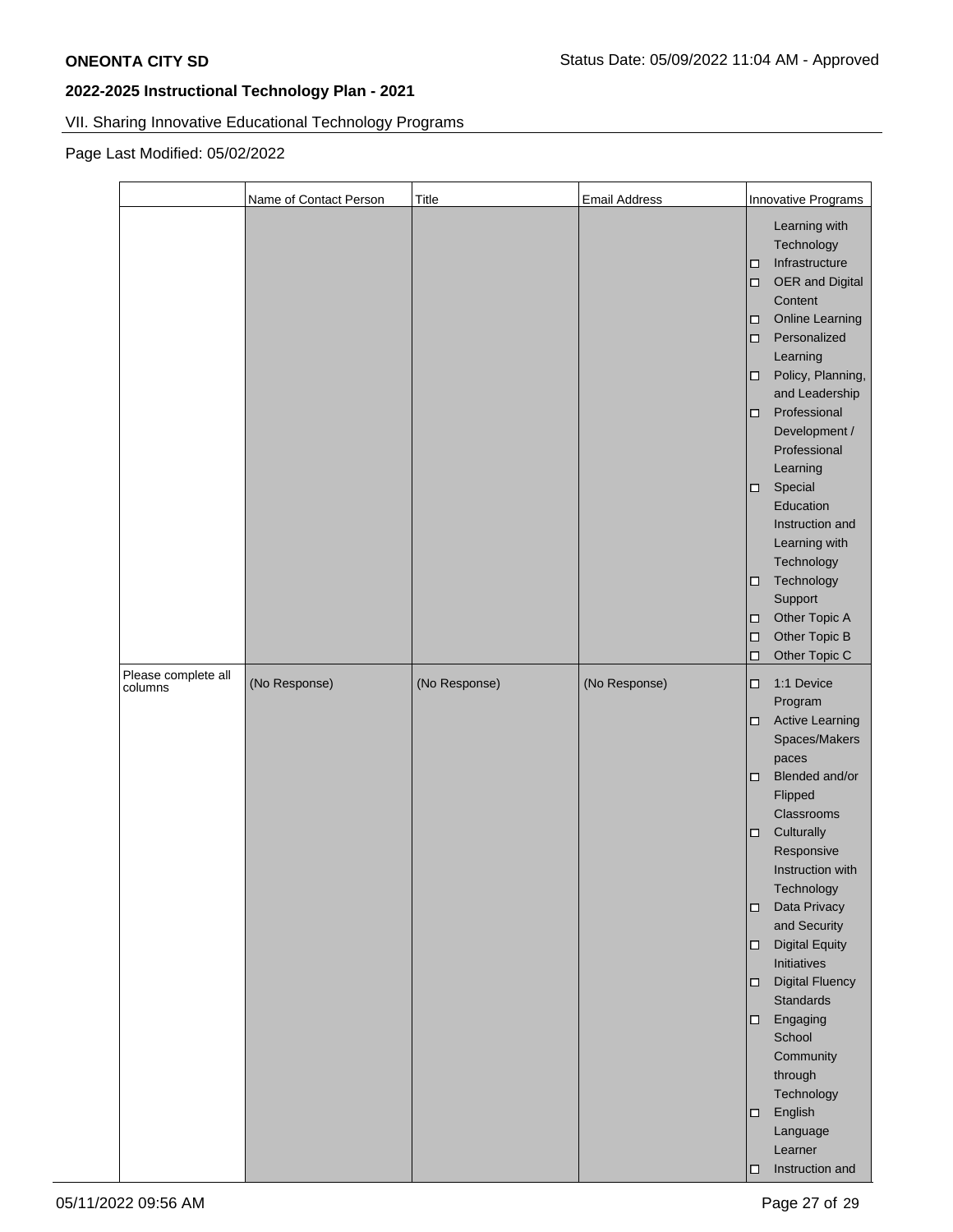## VII. Sharing Innovative Educational Technology Programs

Page Last Modified: 05/02/2022

| | Name of Contact Person | Title | Email Address | Innovative Programs |
|---|---|---|---|---|
| | | | | Learning with Technology<br>☐ Infrastructure<br>☐ OER and Digital Content<br>☐ Online Learning<br>☐ Personalized Learning<br>☐ Policy, Planning, and Leadership<br>☐ Professional Development / Professional Learning<br>☐ Special Education Instruction and Learning with Technology<br>☐ Technology Support<br>☐ Other Topic A<br>☐ Other Topic B<br>☐ Other Topic C |
| Please complete all columns | (No Response) | (No Response) | (No Response) | ☐ 1:1 Device Program<br>☐ Active Learning Spaces/Makerspaces<br>☐ Blended and/or Flipped Classrooms<br>☐ Culturally Responsive Instruction with Technology<br>☐ Data Privacy and Security<br>☐ Digital Equity Initiatives<br>☐ Digital Fluency Standards<br>☐ Engaging School Community through Technology<br>☐ English Language Learner<br>☐ Instruction and |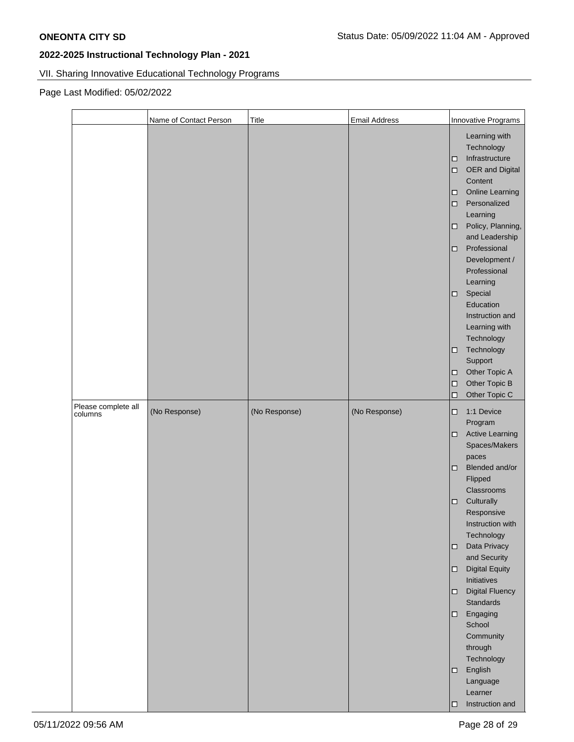**ONEONTA CITY SD** Status Date: 05/09/2022 11:04 AM - Approved

## 2022-2025 Instructional Technology Plan - 2021

VII. Sharing Innovative Educational Technology Programs

Page Last Modified: 05/02/2022

| | Name of Contact Person | Title | Email Address | Innovative Programs |
|---|---|---|---|---|
| | | | | Learning with Technology<br>☐ Infrastructure<br>☐ OER and Digital Content<br>☐ Online Learning<br>☐ Personalized Learning<br>☐ Policy, Planning, and Leadership<br>☐ Professional Development / Professional Learning<br>☐ Special Education Instruction and Learning with Technology<br>☐ Technology Support<br>☐ Other Topic A<br>☐ Other Topic B<br>☐ Other Topic C |
| Please complete all columns | (No Response) | (No Response) | (No Response) | ☐ 1:1 Device Program<br>☐ Active Learning Spaces/Makerspaces<br>☐ Blended and/or Flipped Classrooms<br>☐ Culturally Responsive Instruction with Technology<br>☐ Data Privacy and Security<br>☐ Digital Equity Initiatives<br>☐ Digital Fluency Standards<br>☐ Engaging School Community through Technology<br>☐ English Language Learner<br>☐ Instruction and |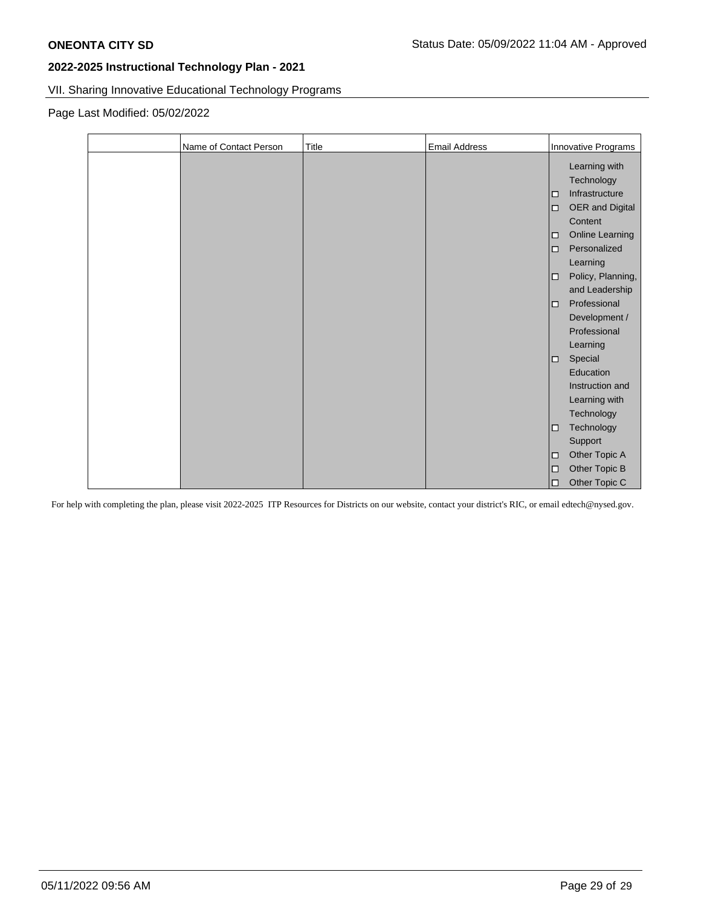**ONEONTA CITY SD**

Status Date: 05/09/2022 11:04 AM - Approved

## 2022-2025 Instructional Technology Plan - 2021

VII. Sharing Innovative Educational Technology Programs

Page Last Modified: 05/02/2022

| | Name of Contact Person | Title | Email Address | Innovative Programs |
|---|---|---|---|---|
| | | | | Learning with Technology<br>☐ Infrastructure<br>☐ OER and Digital Content<br>☐ Online Learning<br>☐ Personalized Learning<br>☐ Policy, Planning, and Leadership<br>☐ Professional Development / Professional Learning<br>☐ Special Education Instruction and Learning with Technology<br>☐ Technology Support<br>☐ Other Topic A<br>☐ Other Topic B<br>☐ Other Topic C |

For help with completing the plan, please visit 2022-2025 ITP Resources for Districts on our website, contact your district's RIC, or email edtech@nysed.gov.